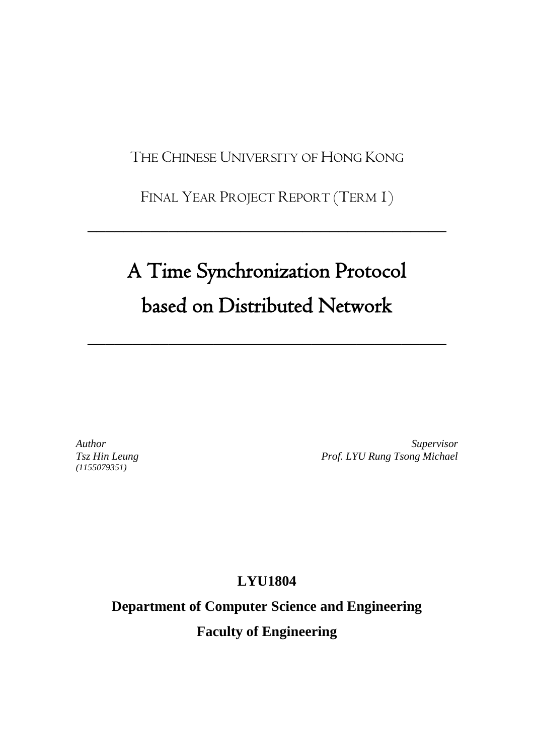THE CHINESE UNIVERSITY OF HONG KONG

FINAL YEAR PROJECT REPORT (TERM 1)

---

# A Time Synchronization Protocol based on Distributed Network

---

*Author*
*Tsz Hin Leung*
*(1155079351)*

*Supervisor*
*Prof. LYU Rung Tsong Michael*

**LYU1804**

**Department of Computer Science and Engineering**

**Faculty of Engineering**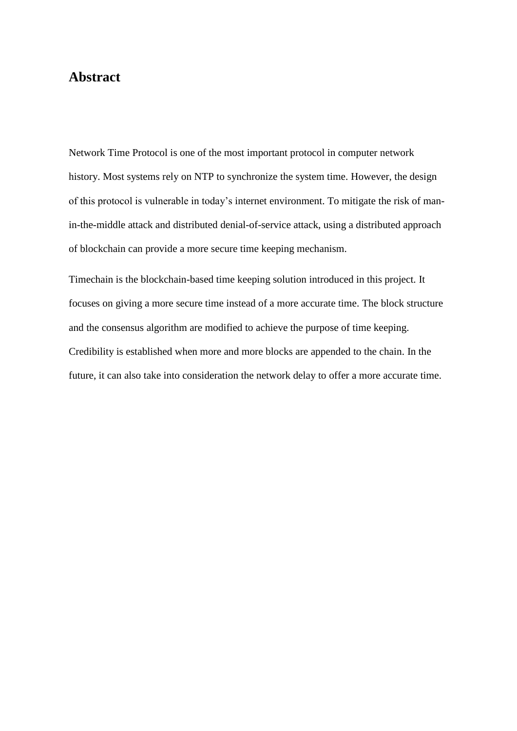# Abstract

Network Time Protocol is one of the most important protocol in computer network history. Most systems rely on NTP to synchronize the system time. However, the design of this protocol is vulnerable in today's internet environment. To mitigate the risk of man-in-the-middle attack and distributed denial-of-service attack, using a distributed approach of blockchain can provide a more secure time keeping mechanism.

Timechain is the blockchain-based time keeping solution introduced in this project. It focuses on giving a more secure time instead of a more accurate time. The block structure and the consensus algorithm are modified to achieve the purpose of time keeping. Credibility is established when more and more blocks are appended to the chain. In the future, it can also take into consideration the network delay to offer a more accurate time.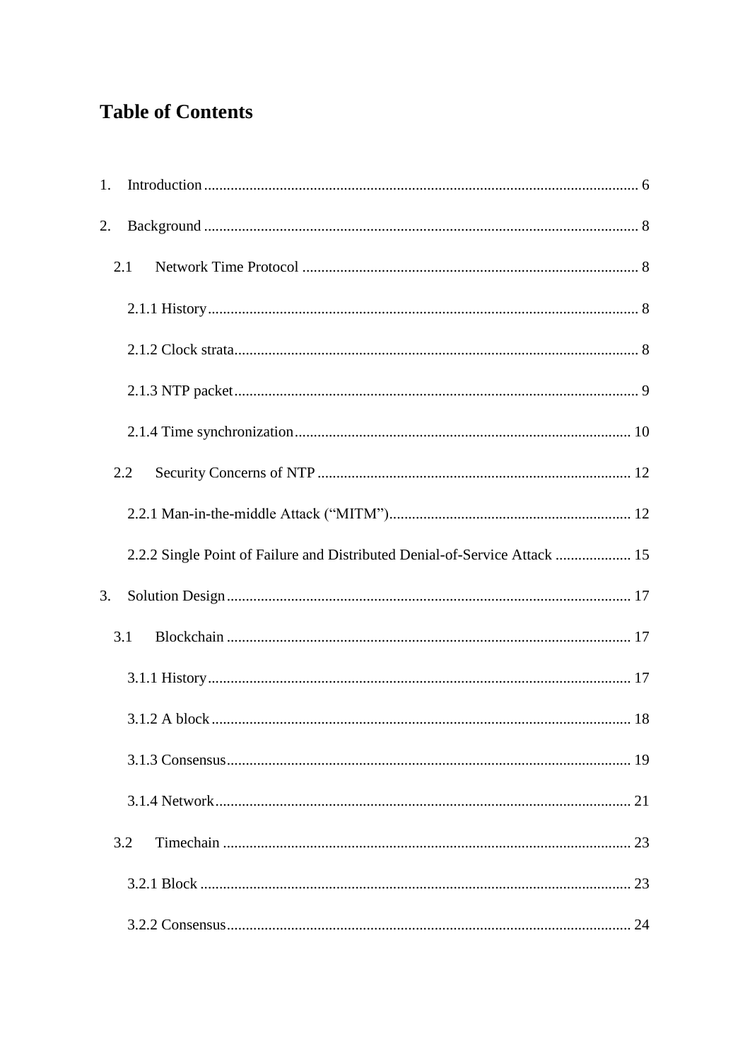# Table of Contents

1. Introduction .......... 6

2. Background .......... 8

   2.1 Network Time Protocol .......... 8

      2.1.1 History .......... 8

      2.1.2 Clock strata .......... 8

      2.1.3 NTP packet .......... 9

      2.1.4 Time synchronization .......... 10

   2.2 Security Concerns of NTP .......... 12

      2.2.1 Man-in-the-middle Attack (“MITM”) .......... 12

      2.2.2 Single Point of Failure and Distributed Denial-of-Service Attack .......... 15

3. Solution Design .......... 17

   3.1 Blockchain .......... 17

      3.1.1 History .......... 17

      3.1.2 A block .......... 18

      3.1.3 Consensus .......... 19

      3.1.4 Network .......... 21

   3.2 Timechain .......... 23

      3.2.1 Block .......... 23

      3.2.2 Consensus .......... 24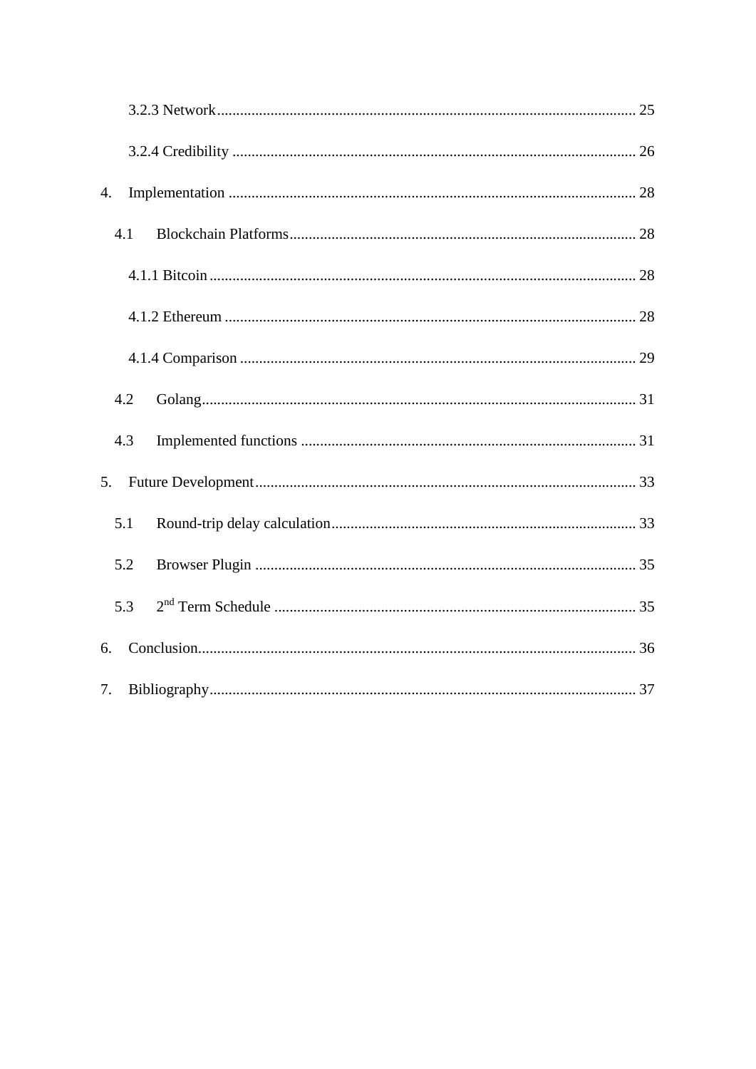3.2.3 Network ........................................................................................................ 25

3.2.4 Credibility ...................................................................................................... 26

4. Implementation ....................................................................................................... 28

4.1 Blockchain Platforms ...................................................................................... 28

4.1.1 Bitcoin ............................................................................................................ 28

4.1.2 Ethereum ........................................................................................................ 28

4.1.4 Comparison .................................................................................................... 29

4.2 Golang ............................................................................................................... 31

4.3 Implemented functions ..................................................................................... 31

5. Future Development ................................................................................................ 33

5.1 Round-trip delay calculation ............................................................................ 33

5.2 Browser Plugin ................................................................................................. 35

5.3 2nd Term Schedule ........................................................................................... 35

6. Conclusion ............................................................................................................... 36

7. Bibliography ............................................................................................................ 37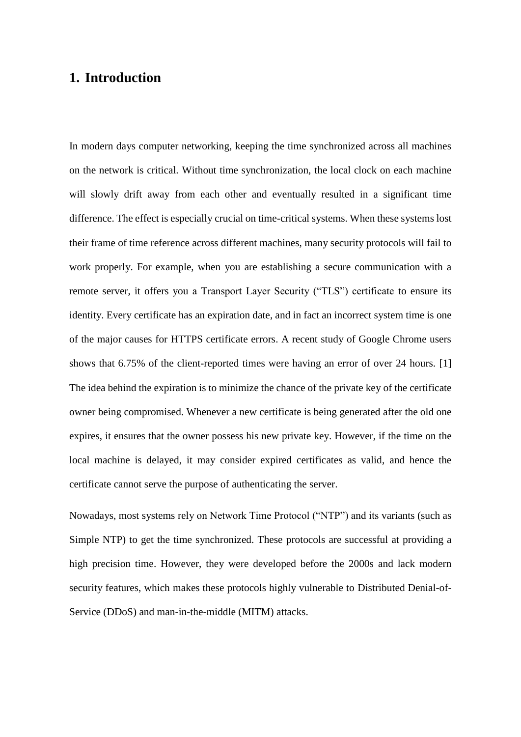# 1. Introduction

In modern days computer networking, keeping the time synchronized across all machines on the network is critical. Without time synchronization, the local clock on each machine will slowly drift away from each other and eventually resulted in a significant time difference. The effect is especially crucial on time-critical systems. When these systems lost their frame of time reference across different machines, many security protocols will fail to work properly. For example, when you are establishing a secure communication with a remote server, it offers you a Transport Layer Security ("TLS") certificate to ensure its identity. Every certificate has an expiration date, and in fact an incorrect system time is one of the major causes for HTTPS certificate errors. A recent study of Google Chrome users shows that 6.75% of the client-reported times were having an error of over 24 hours. [1] The idea behind the expiration is to minimize the chance of the private key of the certificate owner being compromised. Whenever a new certificate is being generated after the old one expires, it ensures that the owner possess his new private key. However, if the time on the local machine is delayed, it may consider expired certificates as valid, and hence the certificate cannot serve the purpose of authenticating the server.

Nowadays, most systems rely on Network Time Protocol ("NTP") and its variants (such as Simple NTP) to get the time synchronized. These protocols are successful at providing a high precision time. However, they were developed before the 2000s and lack modern security features, which makes these protocols highly vulnerable to Distributed Denial-of-Service (DDoS) and man-in-the-middle (MITM) attacks.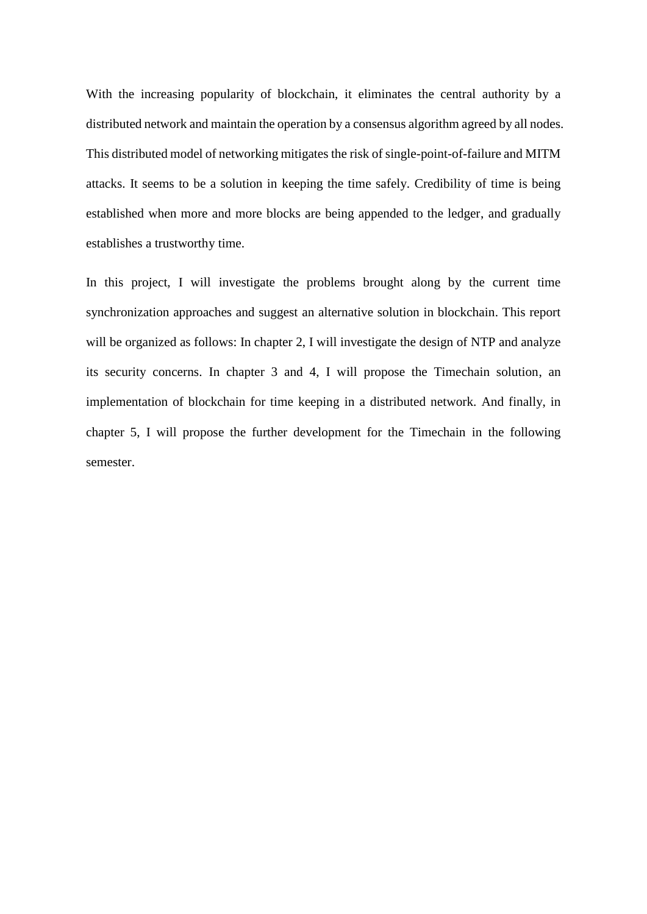With the increasing popularity of blockchain, it eliminates the central authority by a distributed network and maintain the operation by a consensus algorithm agreed by all nodes. This distributed model of networking mitigates the risk of single-point-of-failure and MITM attacks. It seems to be a solution in keeping the time safely. Credibility of time is being established when more and more blocks are being appended to the ledger, and gradually establishes a trustworthy time.

In this project, I will investigate the problems brought along by the current time synchronization approaches and suggest an alternative solution in blockchain. This report will be organized as follows: In chapter 2, I will investigate the design of NTP and analyze its security concerns. In chapter 3 and 4, I will propose the Timechain solution, an implementation of blockchain for time keeping in a distributed network. And finally, in chapter 5, I will propose the further development for the Timechain in the following semester.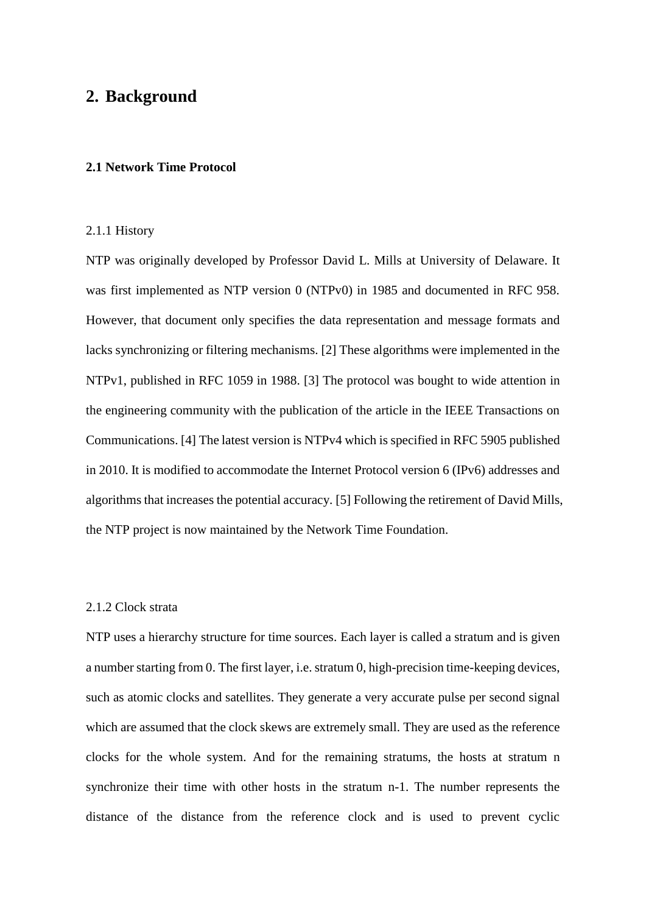# 2. Background

## 2.1 Network Time Protocol

### 2.1.1 History

NTP was originally developed by Professor David L. Mills at University of Delaware. It was first implemented as NTP version 0 (NTPv0) in 1985 and documented in RFC 958. However, that document only specifies the data representation and message formats and lacks synchronizing or filtering mechanisms. [2] These algorithms were implemented in the NTPv1, published in RFC 1059 in 1988. [3] The protocol was bought to wide attention in the engineering community with the publication of the article in the IEEE Transactions on Communications. [4] The latest version is NTPv4 which is specified in RFC 5905 published in 2010. It is modified to accommodate the Internet Protocol version 6 (IPv6) addresses and algorithms that increases the potential accuracy. [5] Following the retirement of David Mills, the NTP project is now maintained by the Network Time Foundation.

### 2.1.2 Clock strata

NTP uses a hierarchy structure for time sources. Each layer is called a stratum and is given a number starting from 0. The first layer, i.e. stratum 0, high-precision time-keeping devices, such as atomic clocks and satellites. They generate a very accurate pulse per second signal which are assumed that the clock skews are extremely small. They are used as the reference clocks for the whole system. And for the remaining stratums, the hosts at stratum n synchronize their time with other hosts in the stratum n-1. The number represents the distance of the distance from the reference clock and is used to prevent cyclic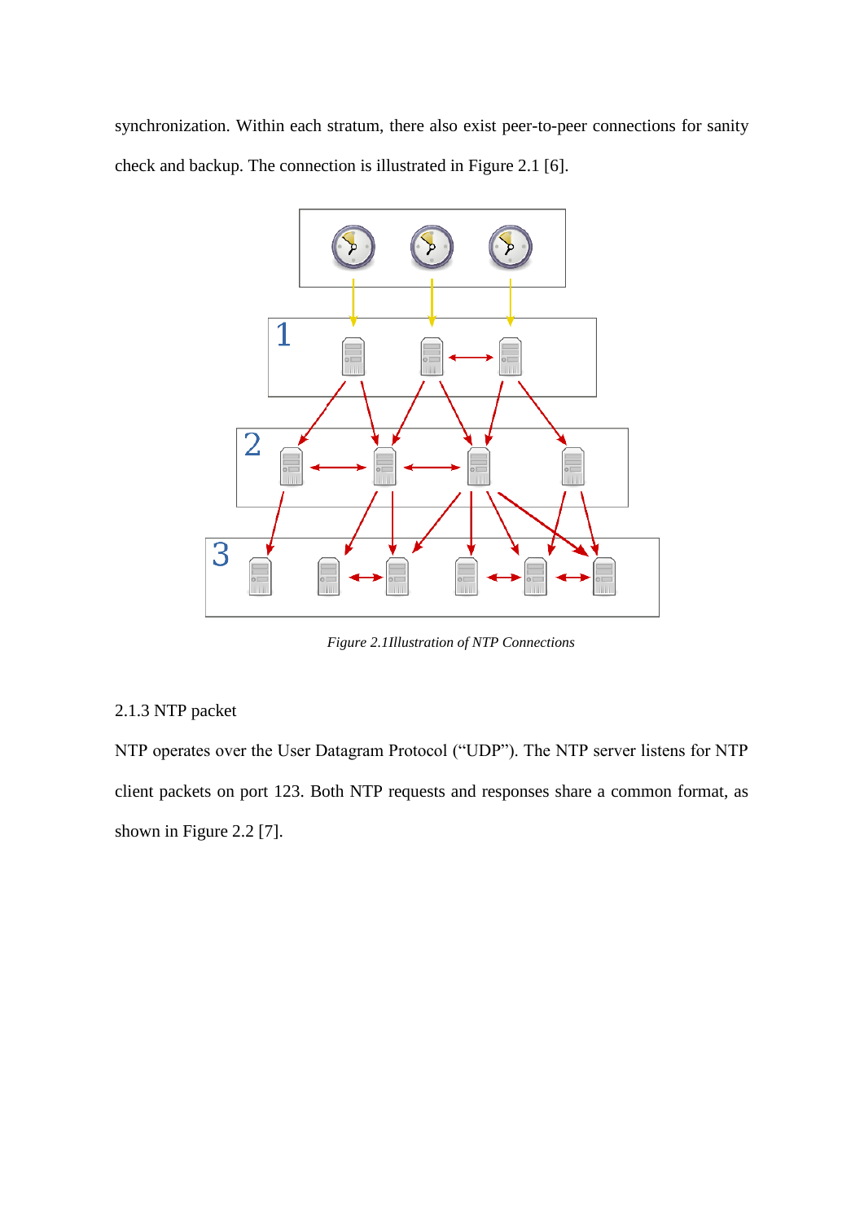synchronization. Within each stratum, there also exist peer-to-peer connections for sanity check and backup. The connection is illustrated in Figure 2.1 [6].

*Figure 2.1Illustration of NTP Connections*

### 2.1.3 NTP packet

NTP operates over the User Datagram Protocol (“UDP”). The NTP server listens for NTP client packets on port 123. Both NTP requests and responses share a common format, as shown in Figure 2.2 [7].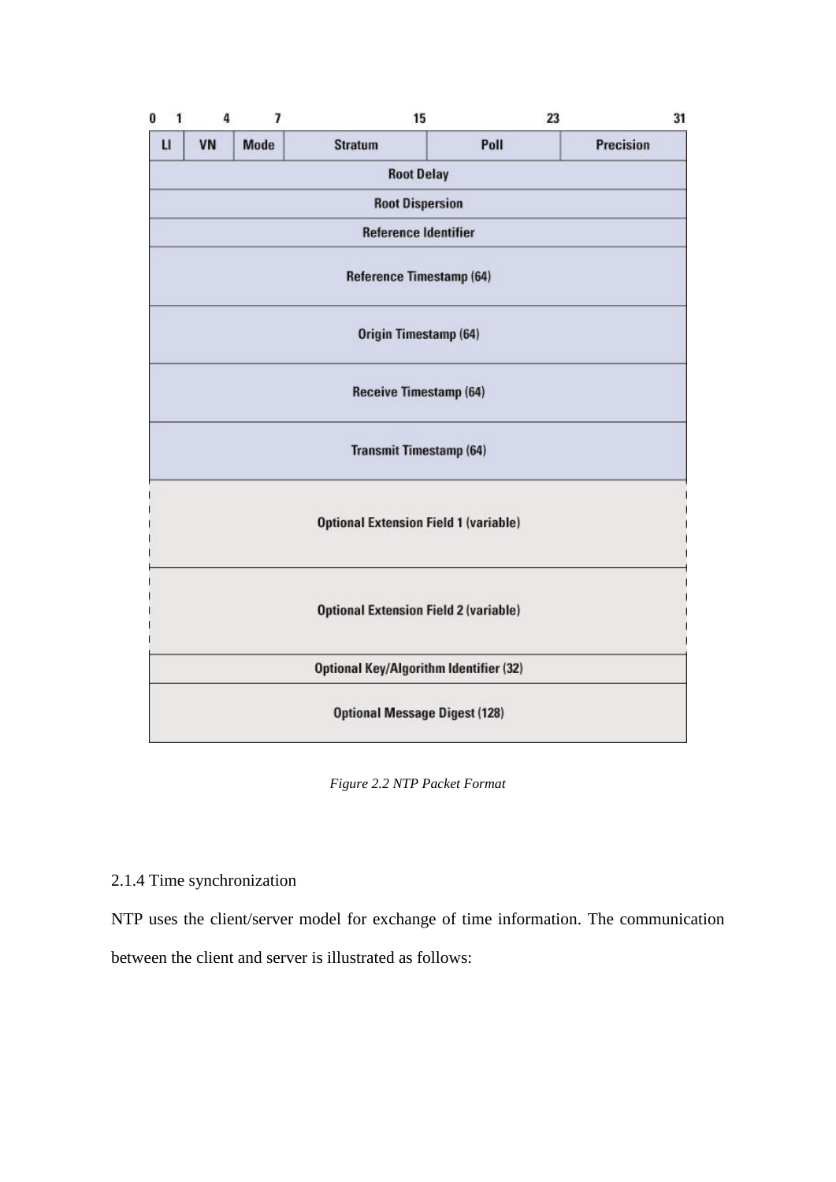| 0 | 1 | 4 | 7 | 15 | 23 | 31 |
|---|---|---|---|---|---|---|
| LI | VN | Mode | Stratum | Poll | Precision | |
| Root Delay | | | | | | |
| Root Dispersion | | | | | | |
| Reference Identifier | | | | | | |
| Reference Timestamp (64) | | | | | | |
| Origin Timestamp (64) | | | | | | |
| Receive Timestamp (64) | | | | | | |
| Transmit Timestamp (64) | | | | | | |
| Optional Extension Field 1 (variable) | | | | | | |
| Optional Extension Field 2 (variable) | | | | | | |
| Optional Key/Algorithm Identifier (32) | | | | | | |
| Optional Message Digest (128) | | | | | | |

*Figure 2.2 NTP Packet Format*

2.1.4 Time synchronization

NTP uses the client/server model for exchange of time information. The communication between the client and server is illustrated as follows: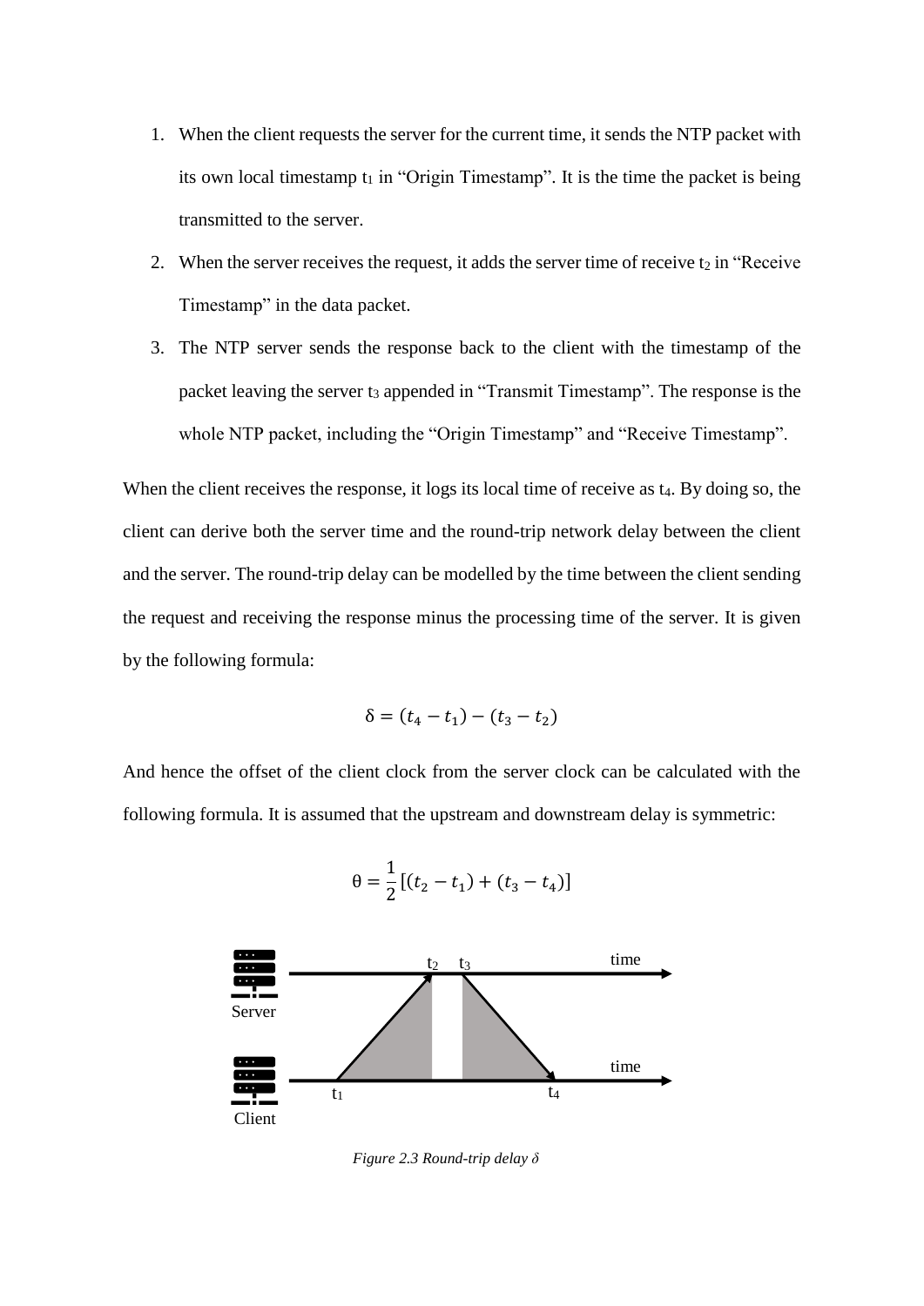1. When the client requests the server for the current time, it sends the NTP packet with its own local timestamp $t_1$ in "Origin Timestamp". It is the time the packet is being transmitted to the server.
2. When the server receives the request, it adds the server time of receive $t_2$ in "Receive Timestamp" in the data packet.
3. The NTP server sends the response back to the client with the timestamp of the packet leaving the server $t_3$ appended in "Transmit Timestamp". The response is the whole NTP packet, including the "Origin Timestamp" and "Receive Timestamp".

When the client receives the response, it logs its local time of receive as $t_4$. By doing so, the client can derive both the server time and the round-trip network delay between the client and the server. The round-trip delay can be modelled by the time between the client sending the request and receiving the response minus the processing time of the server. It is given by the following formula:

$$\delta = (t_4 - t_1) - (t_3 - t_2)$$

And hence the offset of the client clock from the server clock can be calculated with the following formula. It is assumed that the upstream and downstream delay is symmetric:

$$\theta = \frac{1}{2}[(t_2 - t_1) + (t_3 - t_4)]$$

*Figure 2.3 Round-trip delay δ*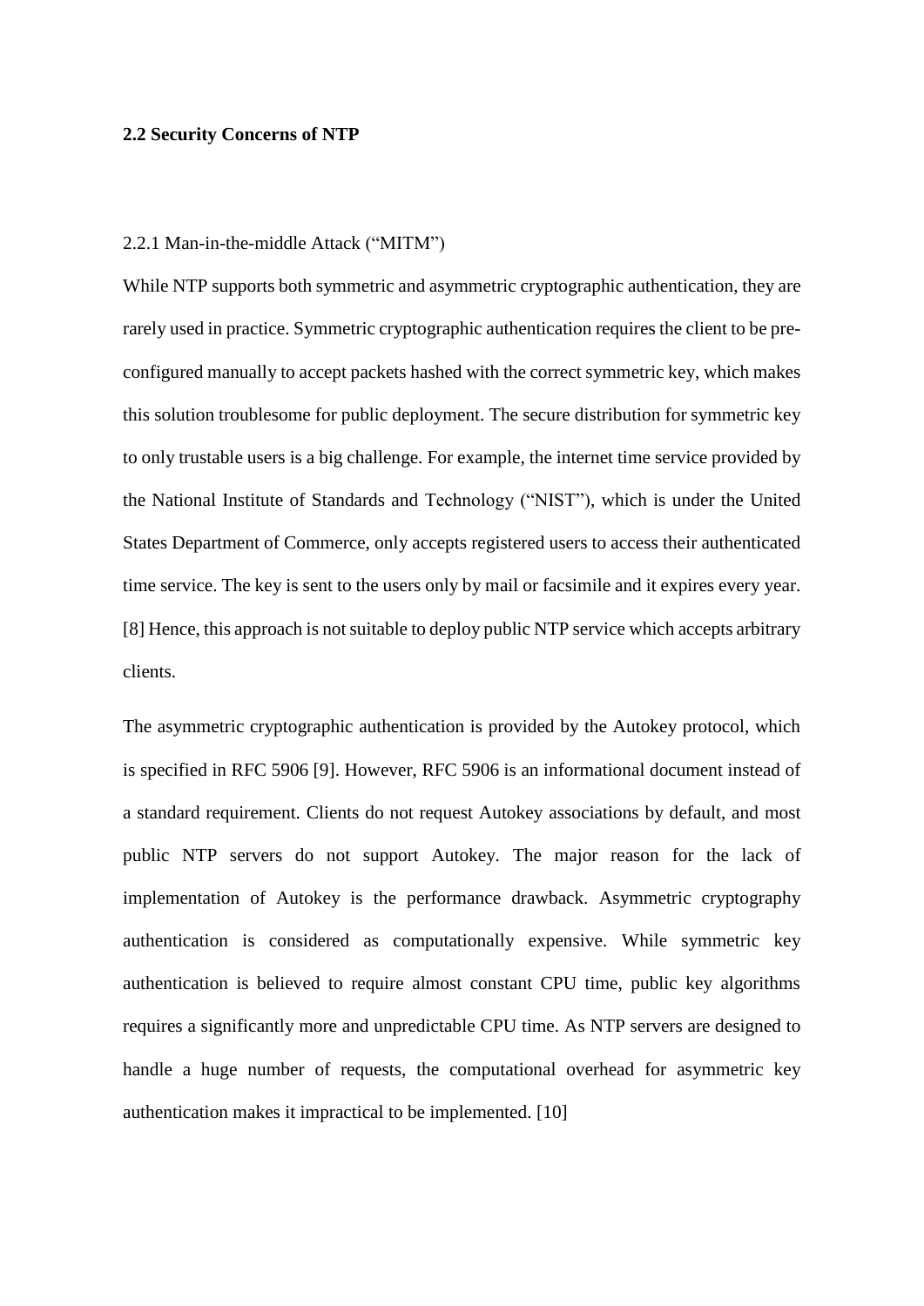## 2.2 Security Concerns of NTP

### 2.2.1 Man-in-the-middle Attack ("MITM")

While NTP supports both symmetric and asymmetric cryptographic authentication, they are rarely used in practice. Symmetric cryptographic authentication requires the client to be pre-configured manually to accept packets hashed with the correct symmetric key, which makes this solution troublesome for public deployment. The secure distribution for symmetric key to only trustable users is a big challenge. For example, the internet time service provided by the National Institute of Standards and Technology ("NIST"), which is under the United States Department of Commerce, only accepts registered users to access their authenticated time service. The key is sent to the users only by mail or facsimile and it expires every year. [8] Hence, this approach is not suitable to deploy public NTP service which accepts arbitrary clients.

The asymmetric cryptographic authentication is provided by the Autokey protocol, which is specified in RFC 5906 [9]. However, RFC 5906 is an informational document instead of a standard requirement. Clients do not request Autokey associations by default, and most public NTP servers do not support Autokey. The major reason for the lack of implementation of Autokey is the performance drawback. Asymmetric cryptography authentication is considered as computationally expensive. While symmetric key authentication is believed to require almost constant CPU time, public key algorithms requires a significantly more and unpredictable CPU time. As NTP servers are designed to handle a huge number of requests, the computational overhead for asymmetric key authentication makes it impractical to be implemented. [10]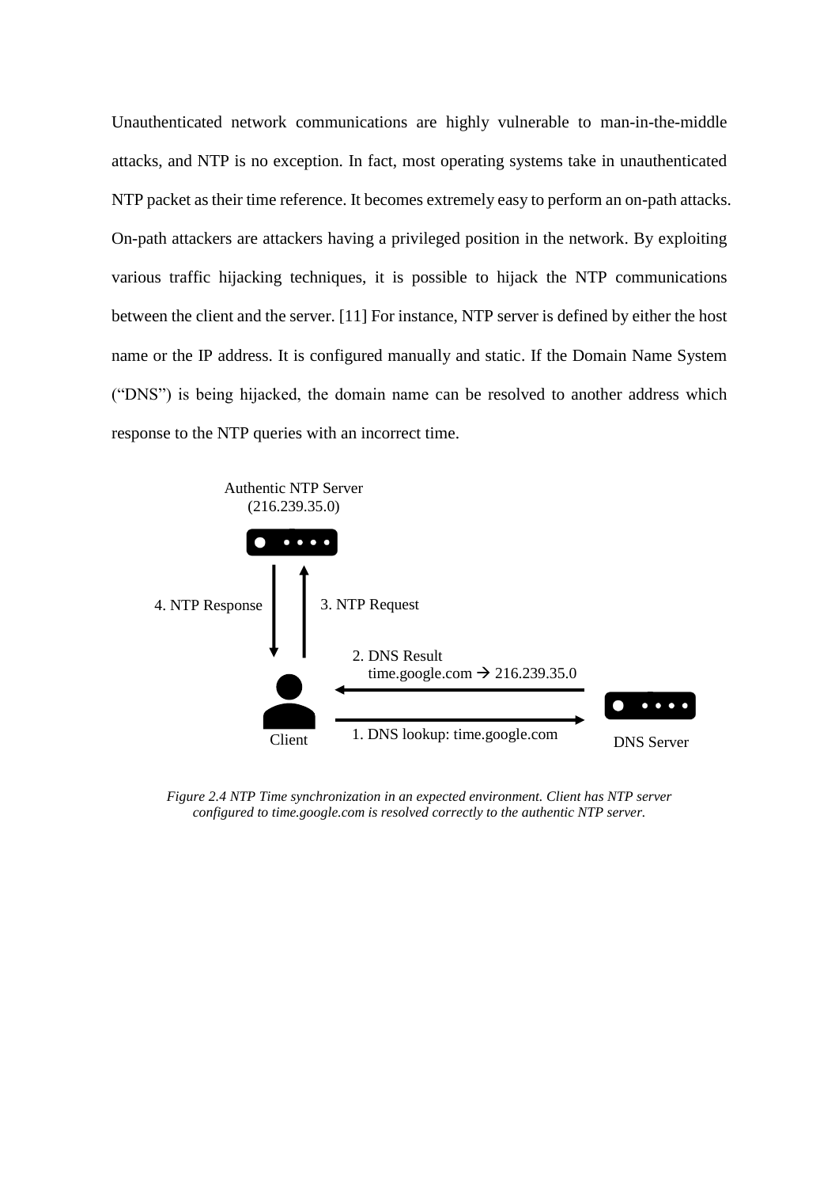Unauthenticated network communications are highly vulnerable to man-in-the-middle attacks, and NTP is no exception. In fact, most operating systems take in unauthenticated NTP packet as their time reference. It becomes extremely easy to perform an on-path attacks. On-path attackers are attackers having a privileged position in the network. By exploiting various traffic hijacking techniques, it is possible to hijack the NTP communications between the client and the server. [11] For instance, NTP server is defined by either the host name or the IP address. It is configured manually and static. If the Domain Name System ("DNS") is being hijacked, the domain name can be resolved to another address which response to the NTP queries with an incorrect time.

Authentic NTP Server (216.239.35.0)

4. NTP Response

3. NTP Request

2. DNS Result time.google.com → 216.239.35.0

1. DNS lookup: time.google.com

Client

DNS Server

*Figure 2.4 NTP Time synchronization in an expected environment. Client has NTP server configured to time.google.com is resolved correctly to the authentic NTP server.*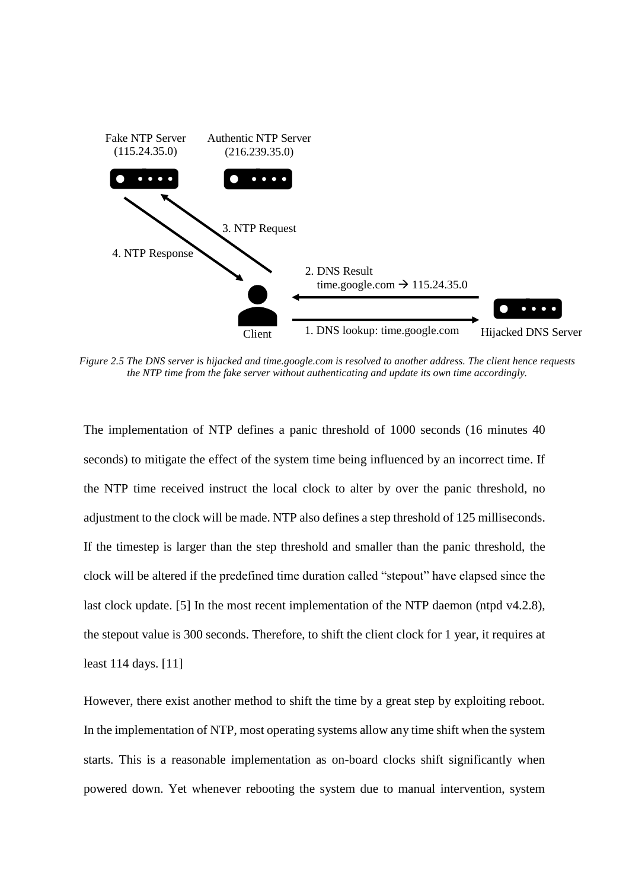Fake NTP Server (115.24.35.0)

Authentic NTP Server (216.239.35.0)

3. NTP Request

4. NTP Response

2. DNS Result
time.google.com → 115.24.35.0

1. DNS lookup: time.google.com

Client

Hijacked DNS Server

*Figure 2.5 The DNS server is hijacked and time.google.com is resolved to another address. The client hence requests the NTP time from the fake server without authenticating and update its own time accordingly.*

The implementation of NTP defines a panic threshold of 1000 seconds (16 minutes 40 seconds) to mitigate the effect of the system time being influenced by an incorrect time. If the NTP time received instruct the local clock to alter by over the panic threshold, no adjustment to the clock will be made. NTP also defines a step threshold of 125 milliseconds. If the timestep is larger than the step threshold and smaller than the panic threshold, the clock will be altered if the predefined time duration called "stepout" have elapsed since the last clock update. [5] In the most recent implementation of the NTP daemon (ntpd v4.2.8), the stepout value is 300 seconds. Therefore, to shift the client clock for 1 year, it requires at least 114 days. [11]

However, there exist another method to shift the time by a great step by exploiting reboot. In the implementation of NTP, most operating systems allow any time shift when the system starts. This is a reasonable implementation as on-board clocks shift significantly when powered down. Yet whenever rebooting the system due to manual intervention, system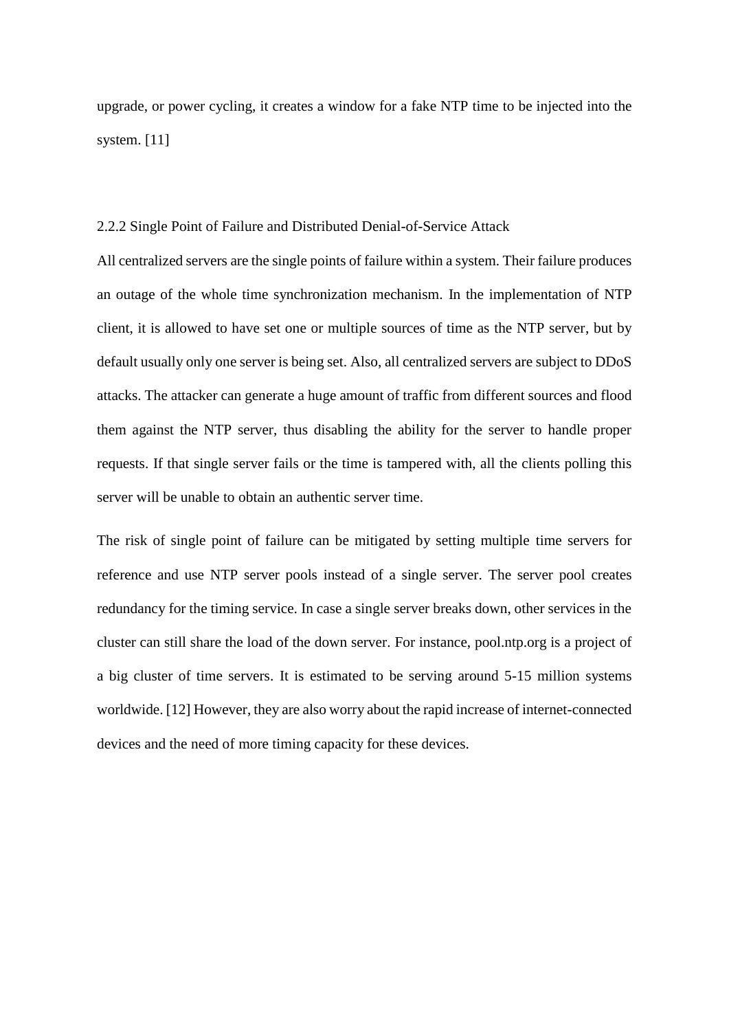upgrade, or power cycling, it creates a window for a fake NTP time to be injected into the system. [11]

### 2.2.2 Single Point of Failure and Distributed Denial-of-Service Attack

All centralized servers are the single points of failure within a system. Their failure produces an outage of the whole time synchronization mechanism. In the implementation of NTP client, it is allowed to have set one or multiple sources of time as the NTP server, but by default usually only one server is being set. Also, all centralized servers are subject to DDoS attacks. The attacker can generate a huge amount of traffic from different sources and flood them against the NTP server, thus disabling the ability for the server to handle proper requests. If that single server fails or the time is tampered with, all the clients polling this server will be unable to obtain an authentic server time.

The risk of single point of failure can be mitigated by setting multiple time servers for reference and use NTP server pools instead of a single server. The server pool creates redundancy for the timing service. In case a single server breaks down, other services in the cluster can still share the load of the down server. For instance, pool.ntp.org is a project of a big cluster of time servers. It is estimated to be serving around 5-15 million systems worldwide. [12] However, they are also worry about the rapid increase of internet-connected devices and the need of more timing capacity for these devices.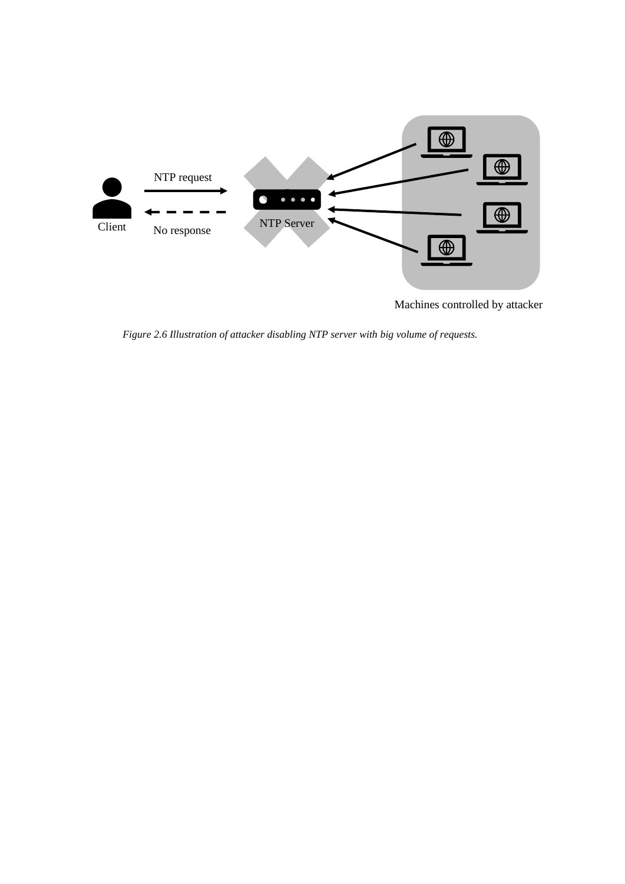*Figure 2.6 Illustration of attacker disabling NTP server with big volume of requests.*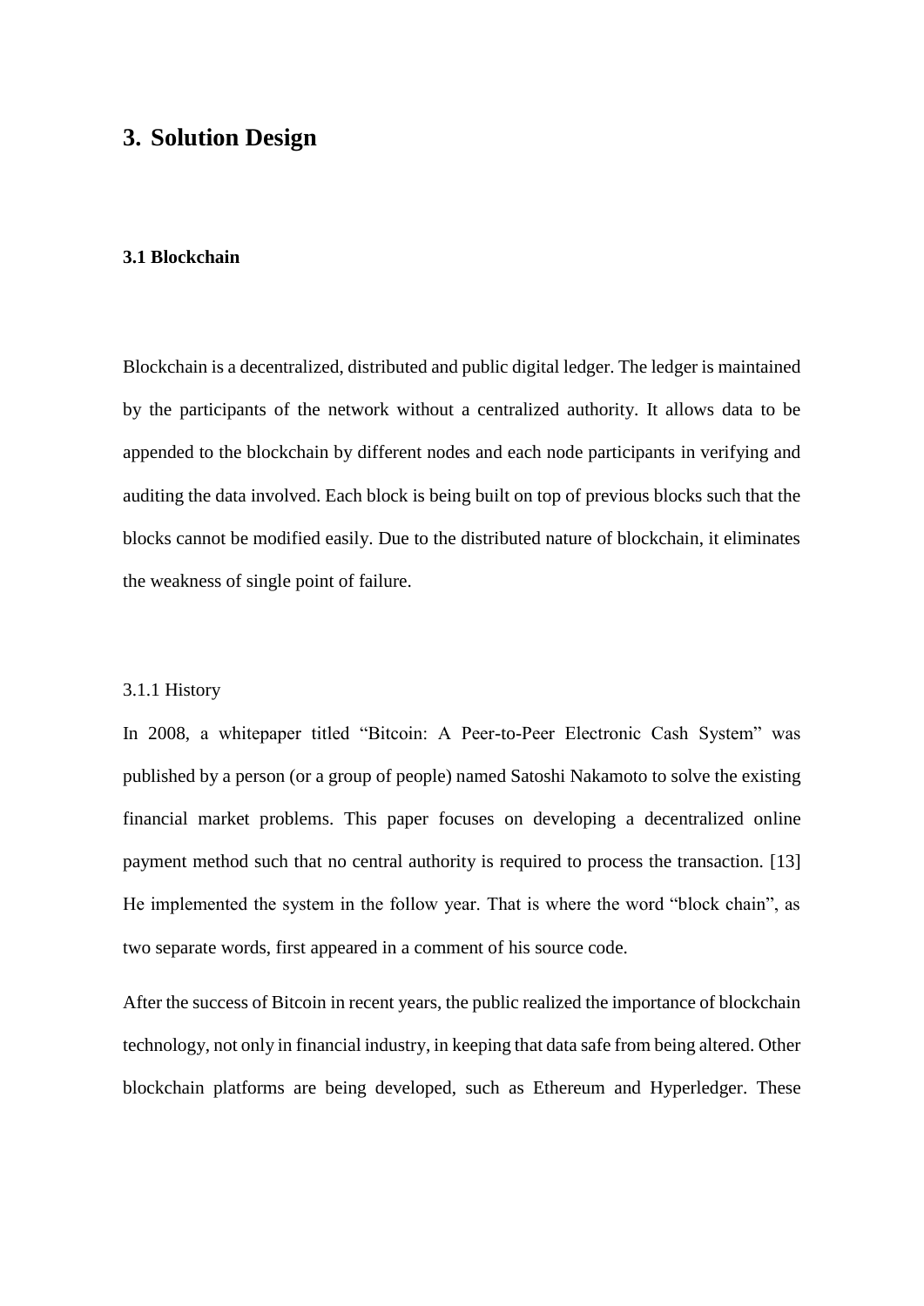# 3. Solution Design

## 3.1 Blockchain

Blockchain is a decentralized, distributed and public digital ledger. The ledger is maintained by the participants of the network without a centralized authority. It allows data to be appended to the blockchain by different nodes and each node participants in verifying and auditing the data involved. Each block is being built on top of previous blocks such that the blocks cannot be modified easily. Due to the distributed nature of blockchain, it eliminates the weakness of single point of failure.

### 3.1.1 History

In 2008, a whitepaper titled "Bitcoin: A Peer-to-Peer Electronic Cash System" was published by a person (or a group of people) named Satoshi Nakamoto to solve the existing financial market problems. This paper focuses on developing a decentralized online payment method such that no central authority is required to process the transaction. [13] He implemented the system in the follow year. That is where the word "block chain", as two separate words, first appeared in a comment of his source code.

After the success of Bitcoin in recent years, the public realized the importance of blockchain technology, not only in financial industry, in keeping that data safe from being altered. Other blockchain platforms are being developed, such as Ethereum and Hyperledger. These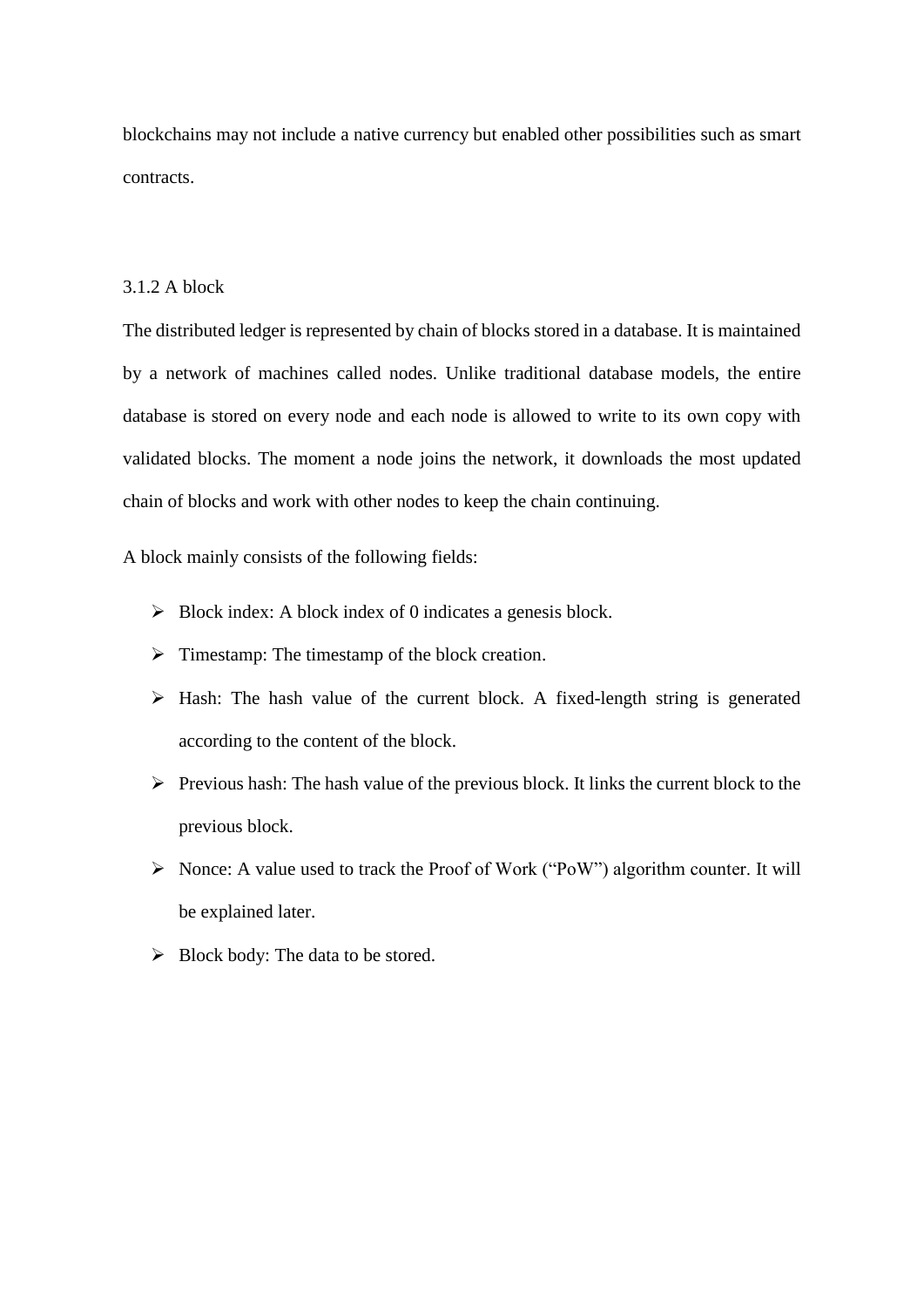blockchains may not include a native currency but enabled other possibilities such as smart contracts.

### 3.1.2 A block

The distributed ledger is represented by chain of blocks stored in a database. It is maintained by a network of machines called nodes. Unlike traditional database models, the entire database is stored on every node and each node is allowed to write to its own copy with validated blocks. The moment a node joins the network, it downloads the most updated chain of blocks and work with other nodes to keep the chain continuing.

A block mainly consists of the following fields:

- Block index: A block index of 0 indicates a genesis block.
- Timestamp: The timestamp of the block creation.
- Hash: The hash value of the current block. A fixed-length string is generated according to the content of the block.
- Previous hash: The hash value of the previous block. It links the current block to the previous block.
- Nonce: A value used to track the Proof of Work ("PoW") algorithm counter. It will be explained later.
- Block body: The data to be stored.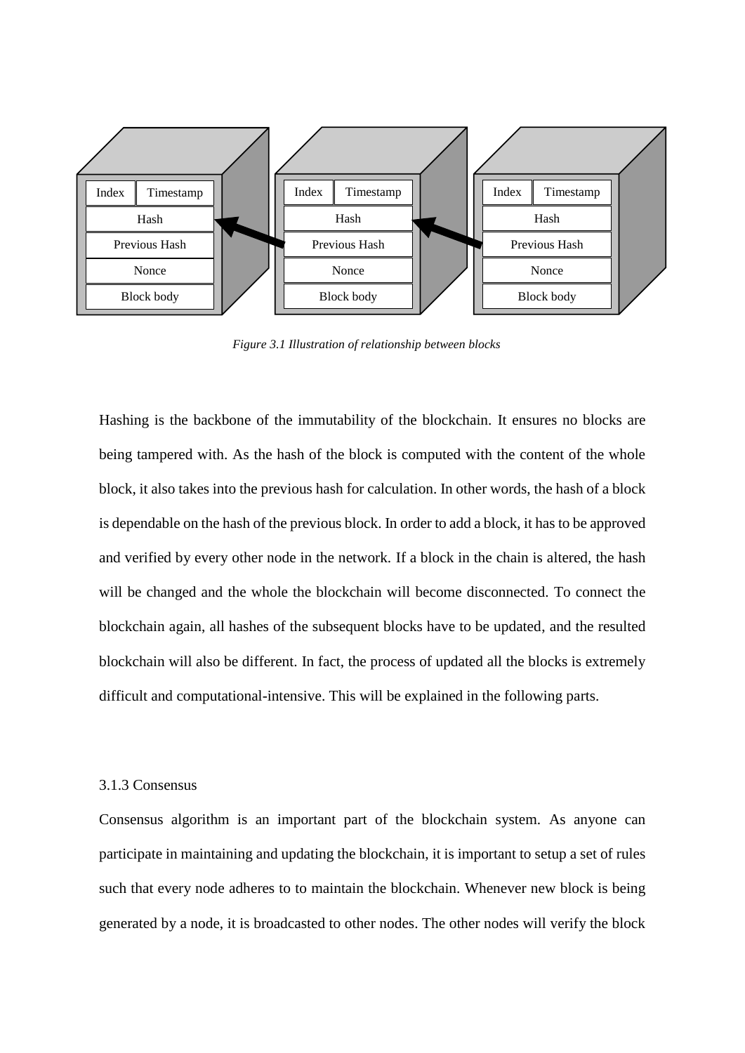*Figure 3.1 Illustration of relationship between blocks*

Hashing is the backbone of the immutability of the blockchain. It ensures no blocks are being tampered with. As the hash of the block is computed with the content of the whole block, it also takes into the previous hash for calculation. In other words, the hash of a block is dependable on the hash of the previous block. In order to add a block, it has to be approved and verified by every other node in the network. If a block in the chain is altered, the hash will be changed and the whole the blockchain will become disconnected. To connect the blockchain again, all hashes of the subsequent blocks have to be updated, and the resulted blockchain will also be different. In fact, the process of updated all the blocks is extremely difficult and computational-intensive. This will be explained in the following parts.

### 3.1.3 Consensus

Consensus algorithm is an important part of the blockchain system. As anyone can participate in maintaining and updating the blockchain, it is important to setup a set of rules such that every node adheres to to maintain the blockchain. Whenever new block is being generated by a node, it is broadcasted to other nodes. The other nodes will verify the block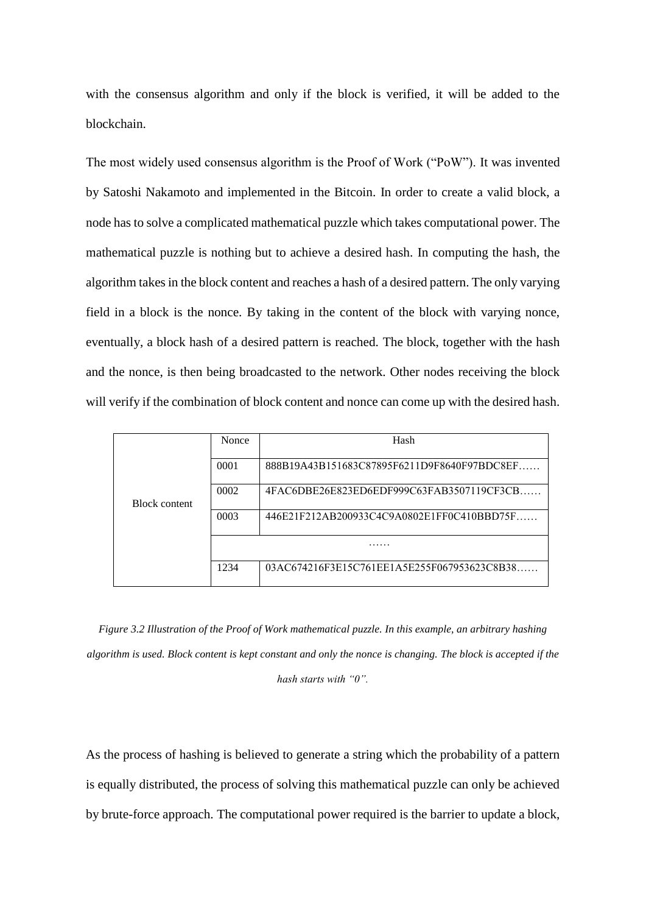with the consensus algorithm and only if the block is verified, it will be added to the blockchain.

The most widely used consensus algorithm is the Proof of Work ("PoW"). It was invented by Satoshi Nakamoto and implemented in the Bitcoin. In order to create a valid block, a node has to solve a complicated mathematical puzzle which takes computational power. The mathematical puzzle is nothing but to achieve a desired hash. In computing the hash, the algorithm takes in the block content and reaches a hash of a desired pattern. The only varying field in a block is the nonce. By taking in the content of the block with varying nonce, eventually, a block hash of a desired pattern is reached. The block, together with the hash and the nonce, is then being broadcasted to the network. Other nodes receiving the block will verify if the combination of block content and nonce can come up with the desired hash.

| | Nonce | Hash |
|---|---|---|
| Block content | 0001 | 888B19A43B151683C87895F6211D9F8640F97BDC8EF…… |
| | 0002 | 4FAC6DBE26E823ED6EDF999C63FAB3507119CF3CB…… |
| | 0003 | 446E21F212AB200933C4C9A0802E1FF0C410BBD75F…… |
| | …… | |
| | 1234 | 03AC674216F3E15C761EE1A5E255F067953623C8B38…… |

*Figure 3.2 Illustration of the Proof of Work mathematical puzzle. In this example, an arbitrary hashing algorithm is used. Block content is kept constant and only the nonce is changing. The block is accepted if the hash starts with "0".*

As the process of hashing is believed to generate a string which the probability of a pattern is equally distributed, the process of solving this mathematical puzzle can only be achieved by brute-force approach. The computational power required is the barrier to update a block,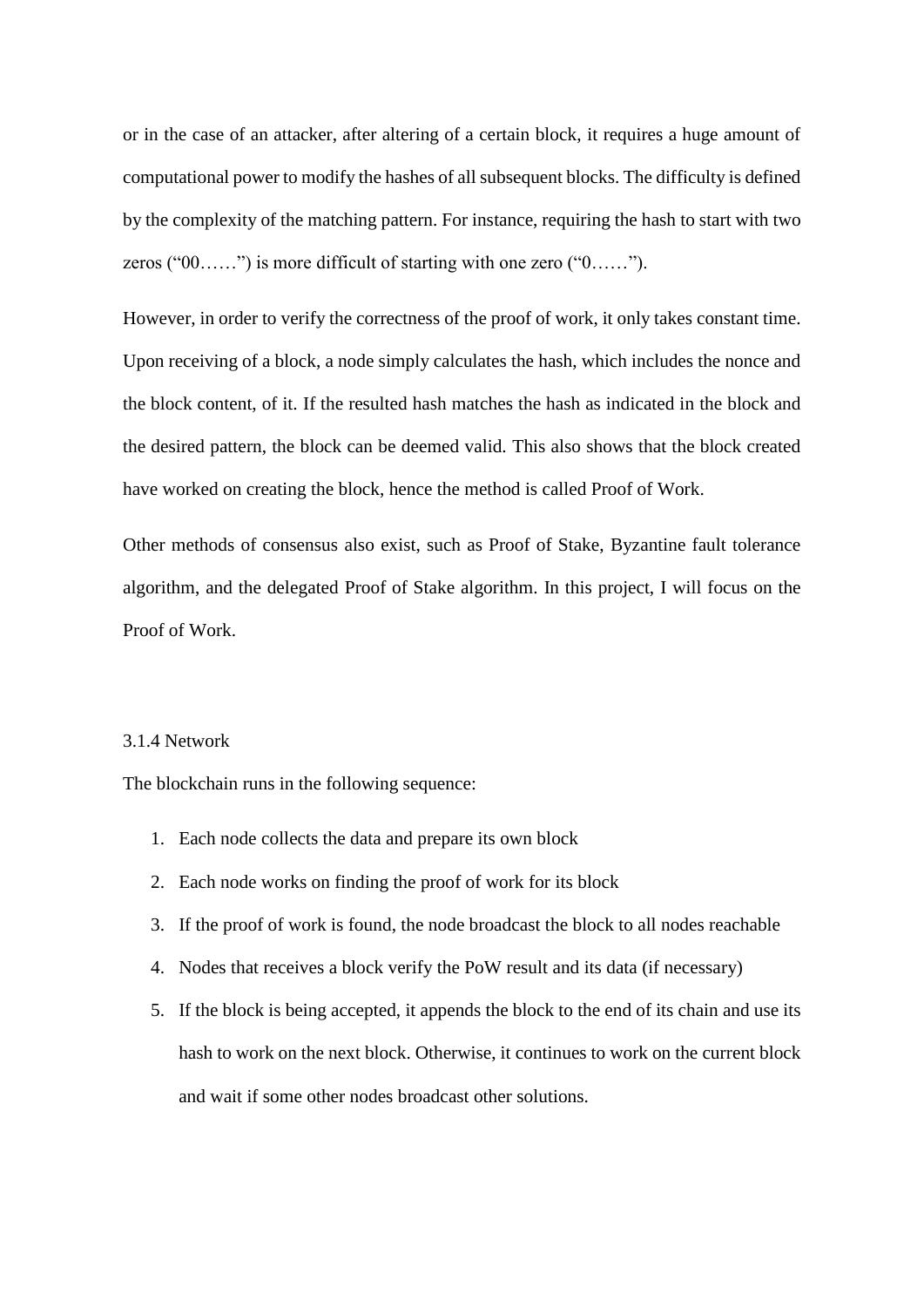or in the case of an attacker, after altering of a certain block, it requires a huge amount of computational power to modify the hashes of all subsequent blocks. The difficulty is defined by the complexity of the matching pattern. For instance, requiring the hash to start with two zeros ("00……") is more difficult of starting with one zero ("0……").

However, in order to verify the correctness of the proof of work, it only takes constant time. Upon receiving of a block, a node simply calculates the hash, which includes the nonce and the block content, of it. If the resulted hash matches the hash as indicated in the block and the desired pattern, the block can be deemed valid. This also shows that the block created have worked on creating the block, hence the method is called Proof of Work.

Other methods of consensus also exist, such as Proof of Stake, Byzantine fault tolerance algorithm, and the delegated Proof of Stake algorithm. In this project, I will focus on the Proof of Work.

### 3.1.4 Network

The blockchain runs in the following sequence:

1. Each node collects the data and prepare its own block
2. Each node works on finding the proof of work for its block
3. If the proof of work is found, the node broadcast the block to all nodes reachable
4. Nodes that receives a block verify the PoW result and its data (if necessary)
5. If the block is being accepted, it appends the block to the end of its chain and use its hash to work on the next block. Otherwise, it continues to work on the current block and wait if some other nodes broadcast other solutions.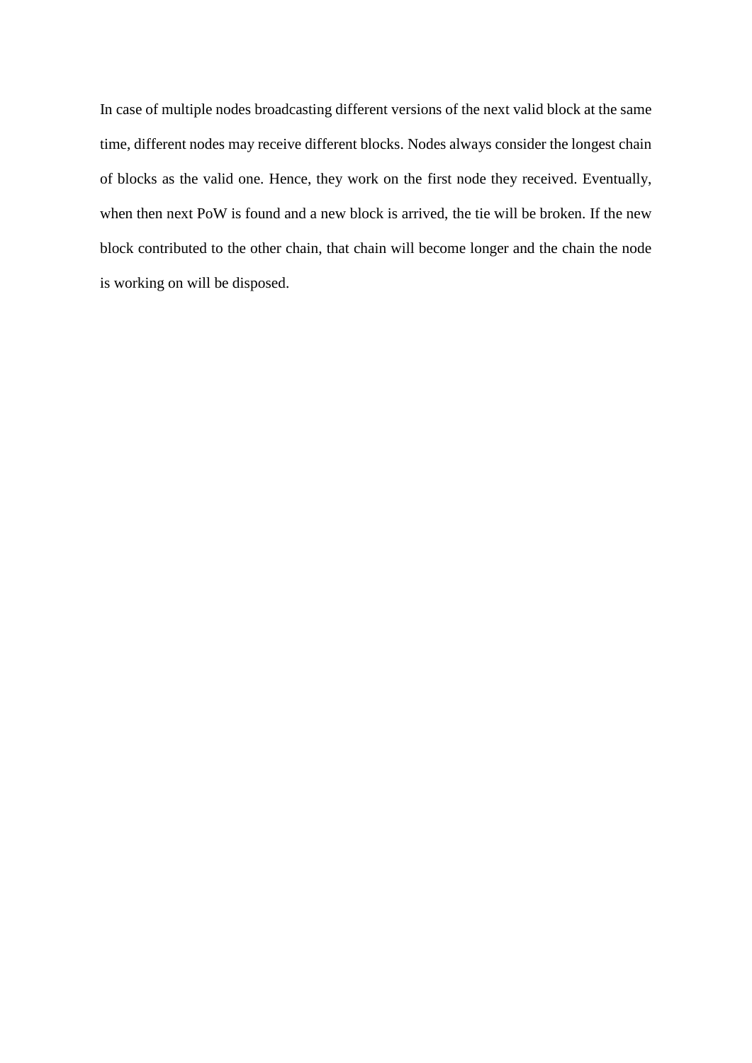In case of multiple nodes broadcasting different versions of the next valid block at the same time, different nodes may receive different blocks. Nodes always consider the longest chain of blocks as the valid one. Hence, they work on the first node they received. Eventually, when then next PoW is found and a new block is arrived, the tie will be broken. If the new block contributed to the other chain, that chain will become longer and the chain the node is working on will be disposed.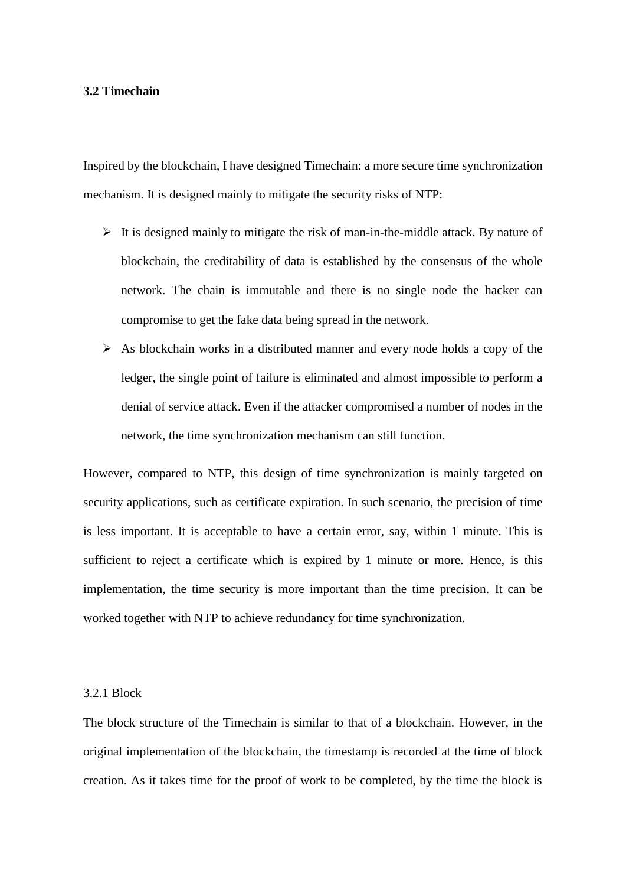## 3.2 Timechain

Inspired by the blockchain, I have designed Timechain: a more secure time synchronization mechanism. It is designed mainly to mitigate the security risks of NTP:

- It is designed mainly to mitigate the risk of man-in-the-middle attack. By nature of blockchain, the creditability of data is established by the consensus of the whole network. The chain is immutable and there is no single node the hacker can compromise to get the fake data being spread in the network.
- As blockchain works in a distributed manner and every node holds a copy of the ledger, the single point of failure is eliminated and almost impossible to perform a denial of service attack. Even if the attacker compromised a number of nodes in the network, the time synchronization mechanism can still function.

However, compared to NTP, this design of time synchronization is mainly targeted on security applications, such as certificate expiration. In such scenario, the precision of time is less important. It is acceptable to have a certain error, say, within 1 minute. This is sufficient to reject a certificate which is expired by 1 minute or more. Hence, is this implementation, the time security is more important than the time precision. It can be worked together with NTP to achieve redundancy for time synchronization.

### 3.2.1 Block

The block structure of the Timechain is similar to that of a blockchain. However, in the original implementation of the blockchain, the timestamp is recorded at the time of block creation. As it takes time for the proof of work to be completed, by the time the block is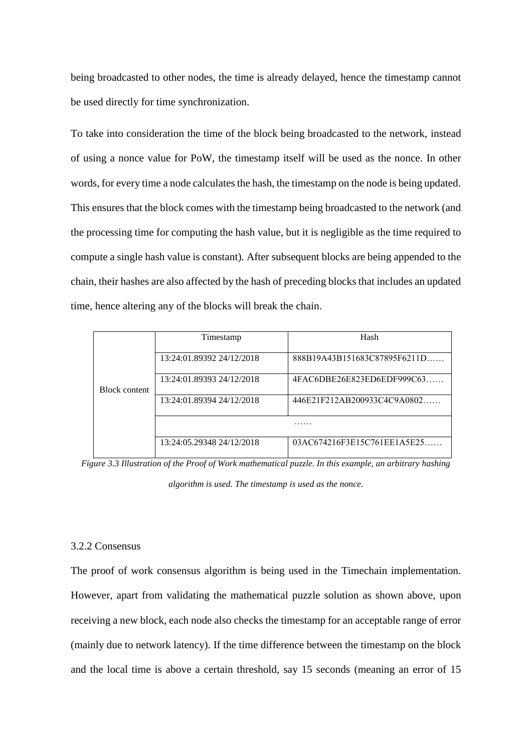being broadcasted to other nodes, the time is already delayed, hence the timestamp cannot be used directly for time synchronization.

To take into consideration the time of the block being broadcasted to the network, instead of using a nonce value for PoW, the timestamp itself will be used as the nonce. In other words, for every time a node calculates the hash, the timestamp on the node is being updated. This ensures that the block comes with the timestamp being broadcasted to the network (and the processing time for computing the hash value, but it is negligible as the time required to compute a single hash value is constant). After subsequent blocks are being appended to the chain, their hashes are also affected by the hash of preceding blocks that includes an updated time, hence altering any of the blocks will break the chain.

| | Timestamp | Hash |
|---|---|---|
| Block content | 13:24:01.89392 24/12/2018 | 888B19A43B151683C87895F6211D…… |
| | 13:24:01.89393 24/12/2018 | 4FAC6DBE26E823ED6EDF999C63…… |
| | 13:24:01.89394 24/12/2018 | 446E21F212AB200933C4C9A0802…… |
| | …… | |
| | 13:24:05.29348 24/12/2018 | 03AC674216F3E15C761EE1A5E25…… |

*Figure 3.3 Illustration of the Proof of Work mathematical puzzle. In this example, an arbitrary hashing algorithm is used. The timestamp is used as the nonce.*

### 3.2.2 Consensus

The proof of work consensus algorithm is being used in the Timechain implementation. However, apart from validating the mathematical puzzle solution as shown above, upon receiving a new block, each node also checks the timestamp for an acceptable range of error (mainly due to network latency). If the time difference between the timestamp on the block and the local time is above a certain threshold, say 15 seconds (meaning an error of 15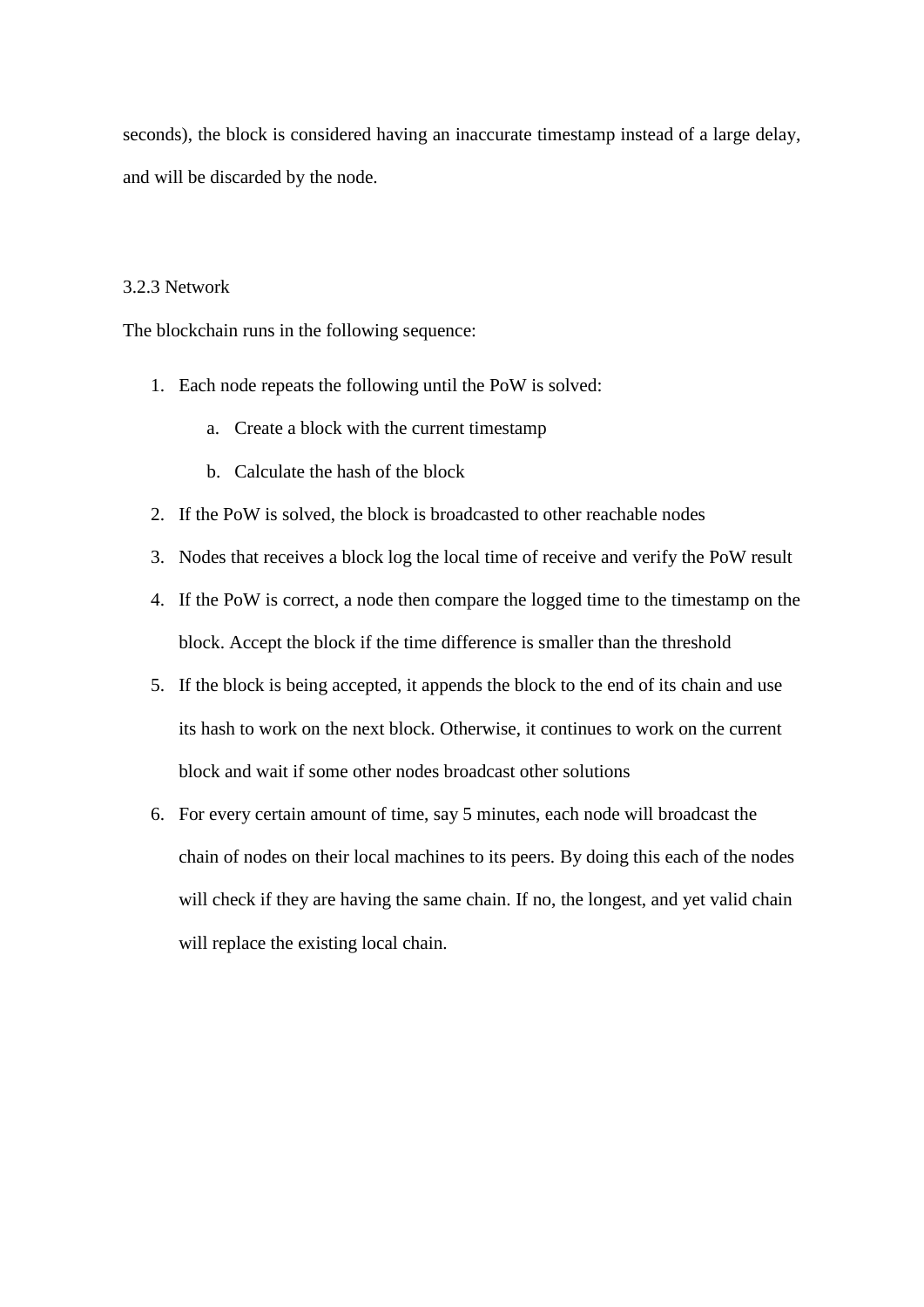seconds), the block is considered having an inaccurate timestamp instead of a large delay, and will be discarded by the node.

### 3.2.3 Network

The blockchain runs in the following sequence:

1. Each node repeats the following until the PoW is solved:
    a. Create a block with the current timestamp
    b. Calculate the hash of the block
2. If the PoW is solved, the block is broadcasted to other reachable nodes
3. Nodes that receives a block log the local time of receive and verify the PoW result
4. If the PoW is correct, a node then compare the logged time to the timestamp on the block. Accept the block if the time difference is smaller than the threshold
5. If the block is being accepted, it appends the block to the end of its chain and use its hash to work on the next block. Otherwise, it continues to work on the current block and wait if some other nodes broadcast other solutions
6. For every certain amount of time, say 5 minutes, each node will broadcast the chain of nodes on their local machines to its peers. By doing this each of the nodes will check if they are having the same chain. If no, the longest, and yet valid chain will replace the existing local chain.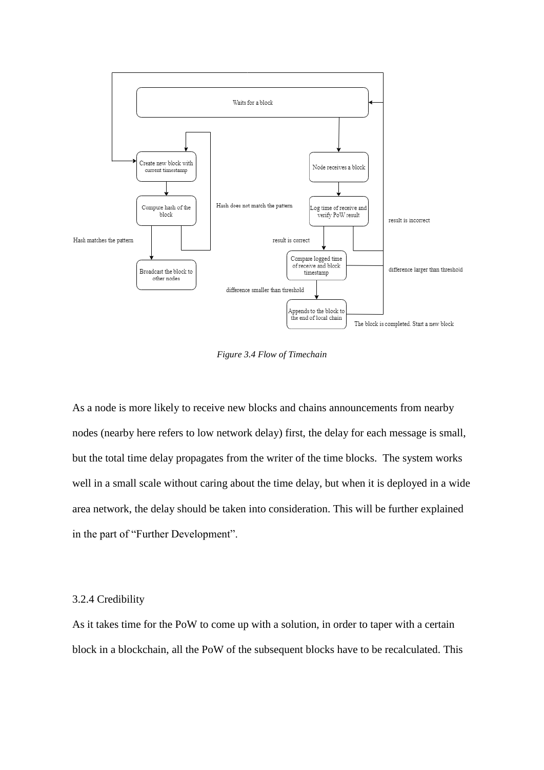*Figure 3.4 Flow of Timechain*

As a node is more likely to receive new blocks and chains announcements from nearby nodes (nearby here refers to low network delay) first, the delay for each message is small, but the total time delay propagates from the writer of the time blocks. The system works well in a small scale without caring about the time delay, but when it is deployed in a wide area network, the delay should be taken into consideration. This will be further explained in the part of "Further Development".

3.2.4 Credibility

As it takes time for the PoW to come up with a solution, in order to taper with a certain block in a blockchain, all the PoW of the subsequent blocks have to be recalculated. This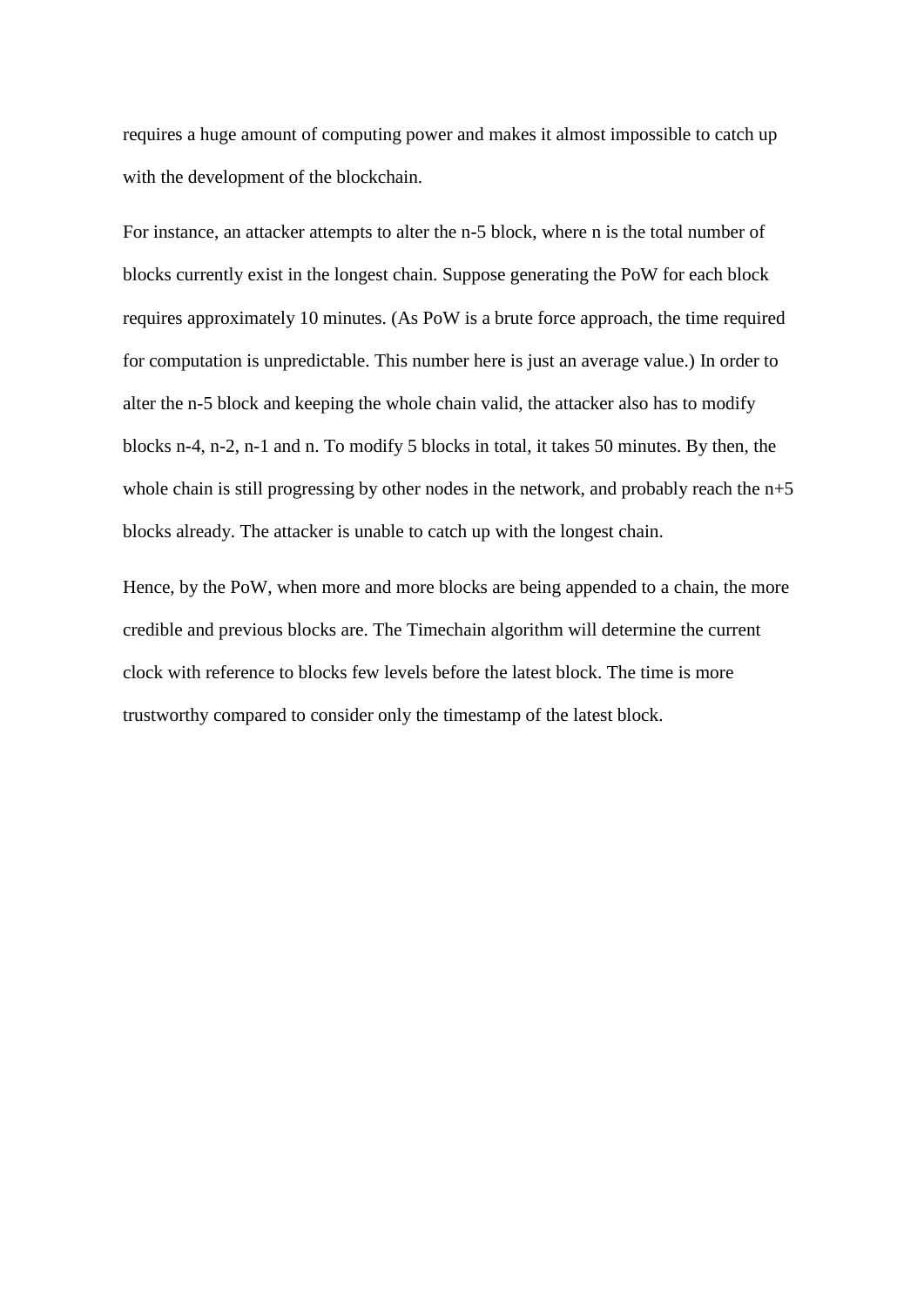requires a huge amount of computing power and makes it almost impossible to catch up with the development of the blockchain.

For instance, an attacker attempts to alter the n-5 block, where n is the total number of blocks currently exist in the longest chain. Suppose generating the PoW for each block requires approximately 10 minutes. (As PoW is a brute force approach, the time required for computation is unpredictable. This number here is just an average value.) In order to alter the n-5 block and keeping the whole chain valid, the attacker also has to modify blocks n-4, n-2, n-1 and n. To modify 5 blocks in total, it takes 50 minutes. By then, the whole chain is still progressing by other nodes in the network, and probably reach the n+5 blocks already. The attacker is unable to catch up with the longest chain.

Hence, by the PoW, when more and more blocks are being appended to a chain, the more credible and previous blocks are. The Timechain algorithm will determine the current clock with reference to blocks few levels before the latest block. The time is more trustworthy compared to consider only the timestamp of the latest block.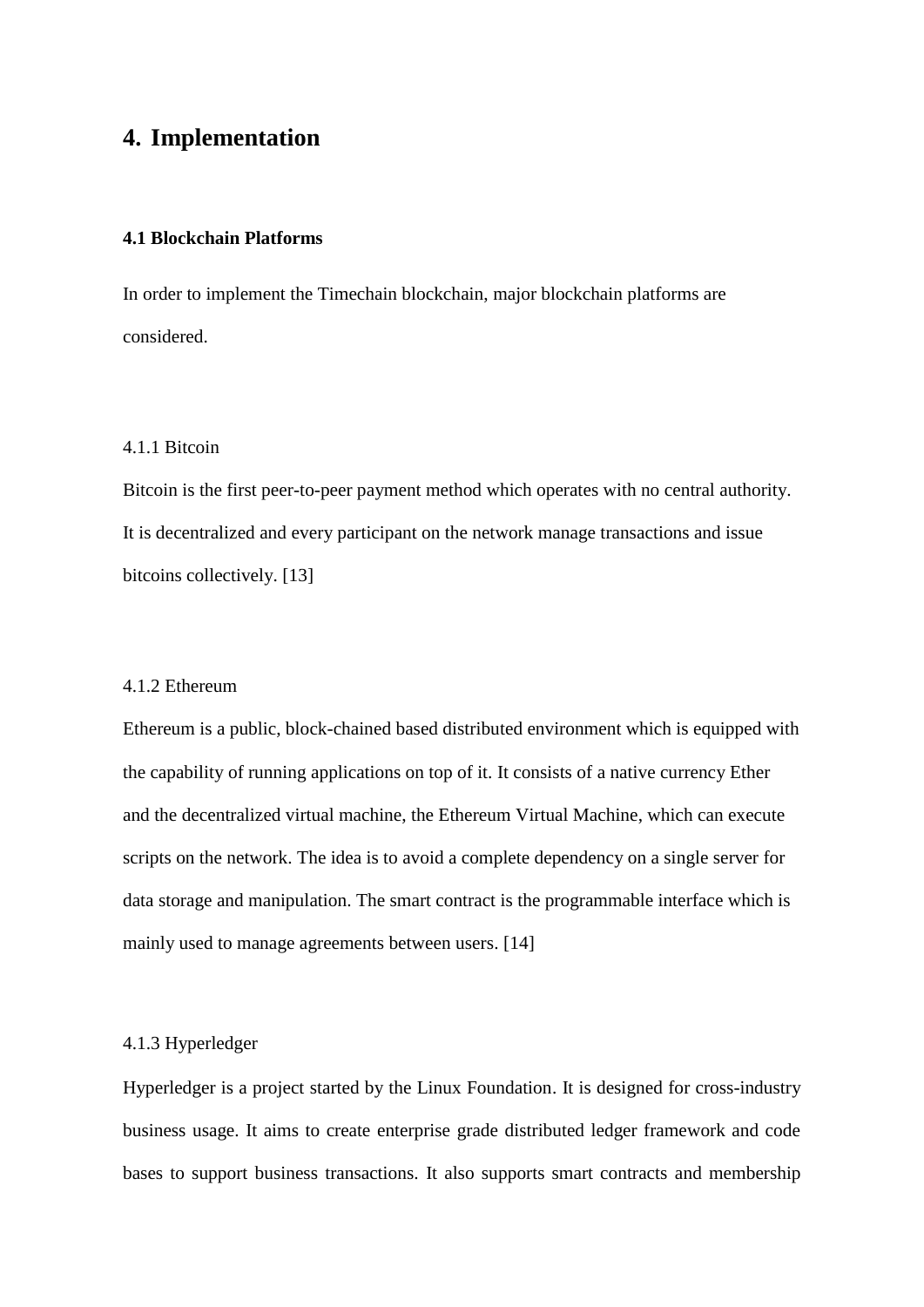# 4. Implementation

### 4.1 Blockchain Platforms

In order to implement the Timechain blockchain, major blockchain platforms are considered.

4.1.1 Bitcoin

Bitcoin is the first peer-to-peer payment method which operates with no central authority. It is decentralized and every participant on the network manage transactions and issue bitcoins collectively. [13]

4.1.2 Ethereum

Ethereum is a public, block-chained based distributed environment which is equipped with the capability of running applications on top of it. It consists of a native currency Ether and the decentralized virtual machine, the Ethereum Virtual Machine, which can execute scripts on the network. The idea is to avoid a complete dependency on a single server for data storage and manipulation. The smart contract is the programmable interface which is mainly used to manage agreements between users. [14]

4.1.3 Hyperledger

Hyperledger is a project started by the Linux Foundation. It is designed for cross-industry business usage. It aims to create enterprise grade distributed ledger framework and code bases to support business transactions. It also supports smart contracts and membership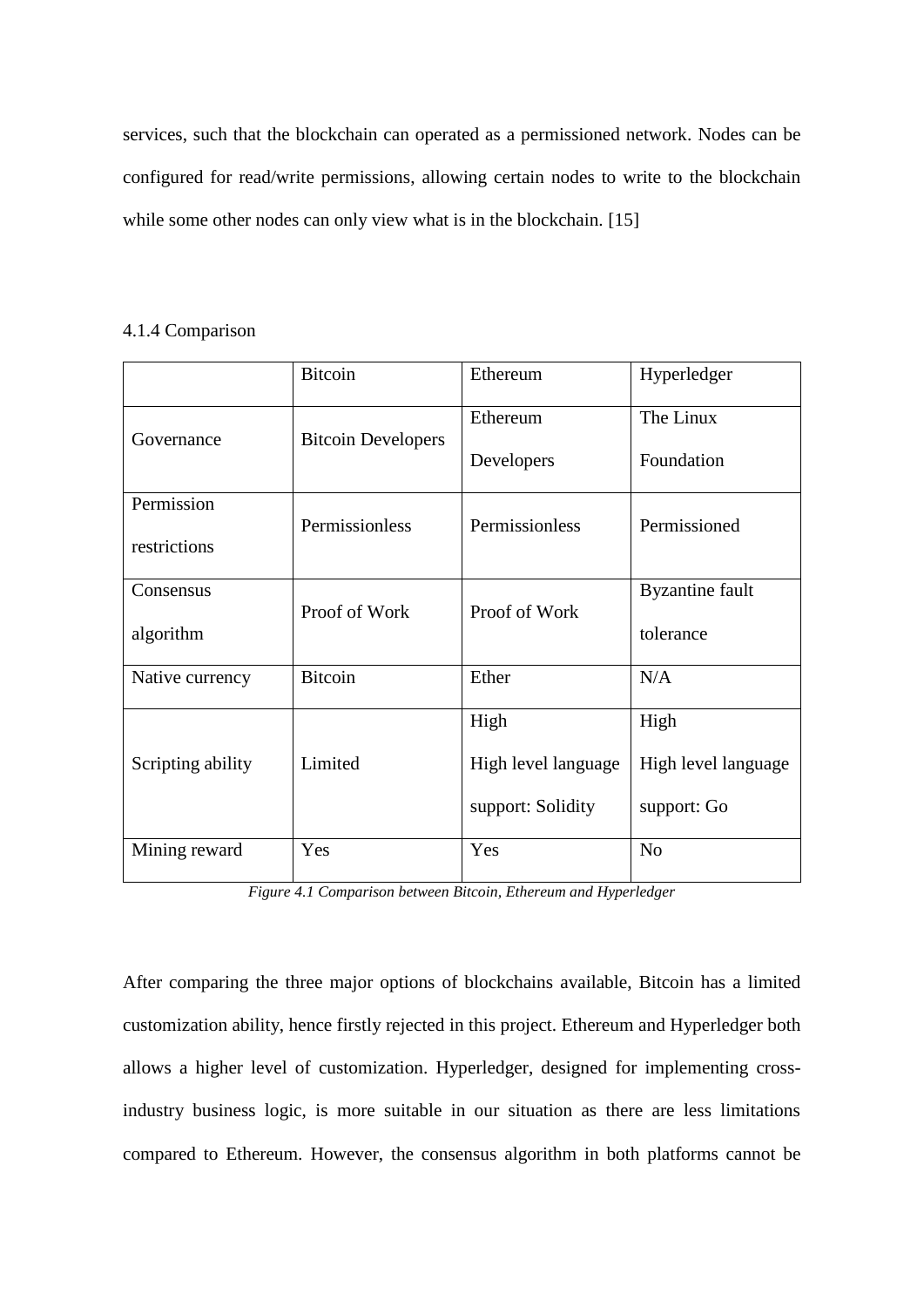services, such that the blockchain can operated as a permissioned network. Nodes can be configured for read/write permissions, allowing certain nodes to write to the blockchain while some other nodes can only view what is in the blockchain. [15]

### 4.1.4 Comparison

| | Bitcoin | Ethereum | Hyperledger |
|---|---|---|---|
| Governance | Bitcoin Developers | Ethereum Developers | The Linux Foundation |
| Permission restrictions | Permissionless | Permissionless | Permissioned |
| Consensus algorithm | Proof of Work | Proof of Work | Byzantine fault tolerance |
| Native currency | Bitcoin | Ether | N/A |
| Scripting ability | Limited | High<br>High level language support: Solidity | High<br>High level language support: Go |
| Mining reward | Yes | Yes | No |

*Figure 4.1 Comparison between Bitcoin, Ethereum and Hyperledger*

After comparing the three major options of blockchains available, Bitcoin has a limited customization ability, hence firstly rejected in this project. Ethereum and Hyperledger both allows a higher level of customization. Hyperledger, designed for implementing cross-industry business logic, is more suitable in our situation as there are less limitations compared to Ethereum. However, the consensus algorithm in both platforms cannot be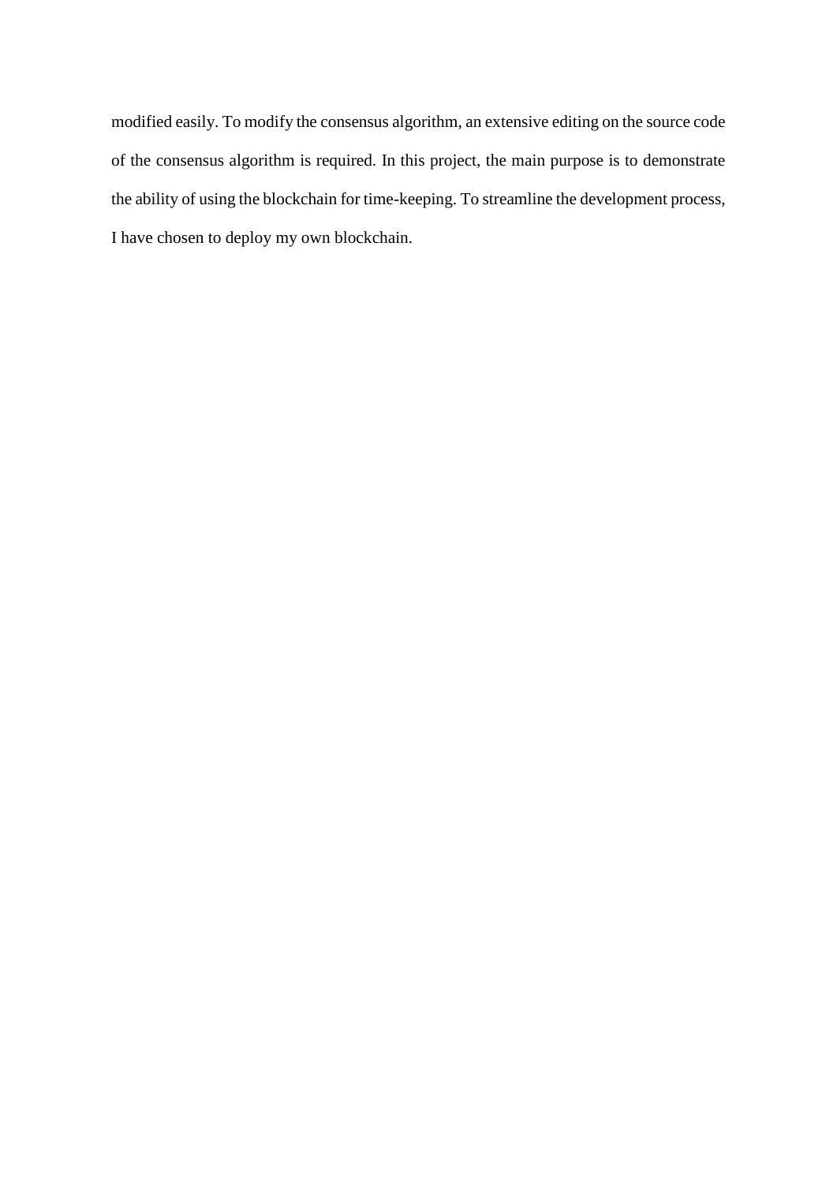modified easily. To modify the consensus algorithm, an extensive editing on the source code of the consensus algorithm is required. In this project, the main purpose is to demonstrate the ability of using the blockchain for time-keeping. To streamline the development process, I have chosen to deploy my own blockchain.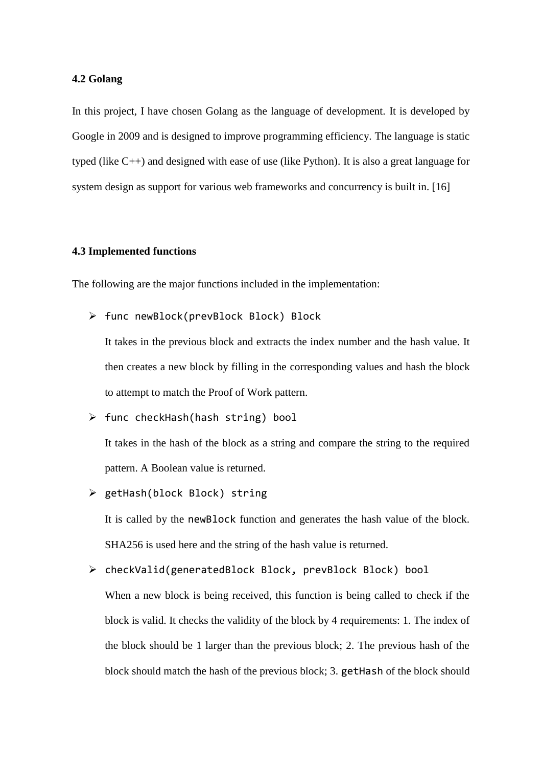### 4.2 Golang

In this project, I have chosen Golang as the language of development. It is developed by Google in 2009 and is designed to improve programming efficiency. The language is static typed (like C++) and designed with ease of use (like Python). It is also a great language for system design as support for various web frameworks and concurrency is built in. [16]

### 4.3 Implemented functions

The following are the major functions included in the implementation:

- `func newBlock(prevBlock Block) Block`

  It takes in the previous block and extracts the index number and the hash value. It then creates a new block by filling in the corresponding values and hash the block to attempt to match the Proof of Work pattern.

- `func checkHash(hash string) bool`

  It takes in the hash of the block as a string and compare the string to the required pattern. A Boolean value is returned.

- `getHash(block Block) string`

  It is called by the `newBlock` function and generates the hash value of the block. SHA256 is used here and the string of the hash value is returned.

- `checkValid(generatedBlock Block, prevBlock Block) bool`

  When a new block is being received, this function is being called to check if the block is valid. It checks the validity of the block by 4 requirements: 1. The index of the block should be 1 larger than the previous block; 2. The previous hash of the block should match the hash of the previous block; 3. `getHash` of the block should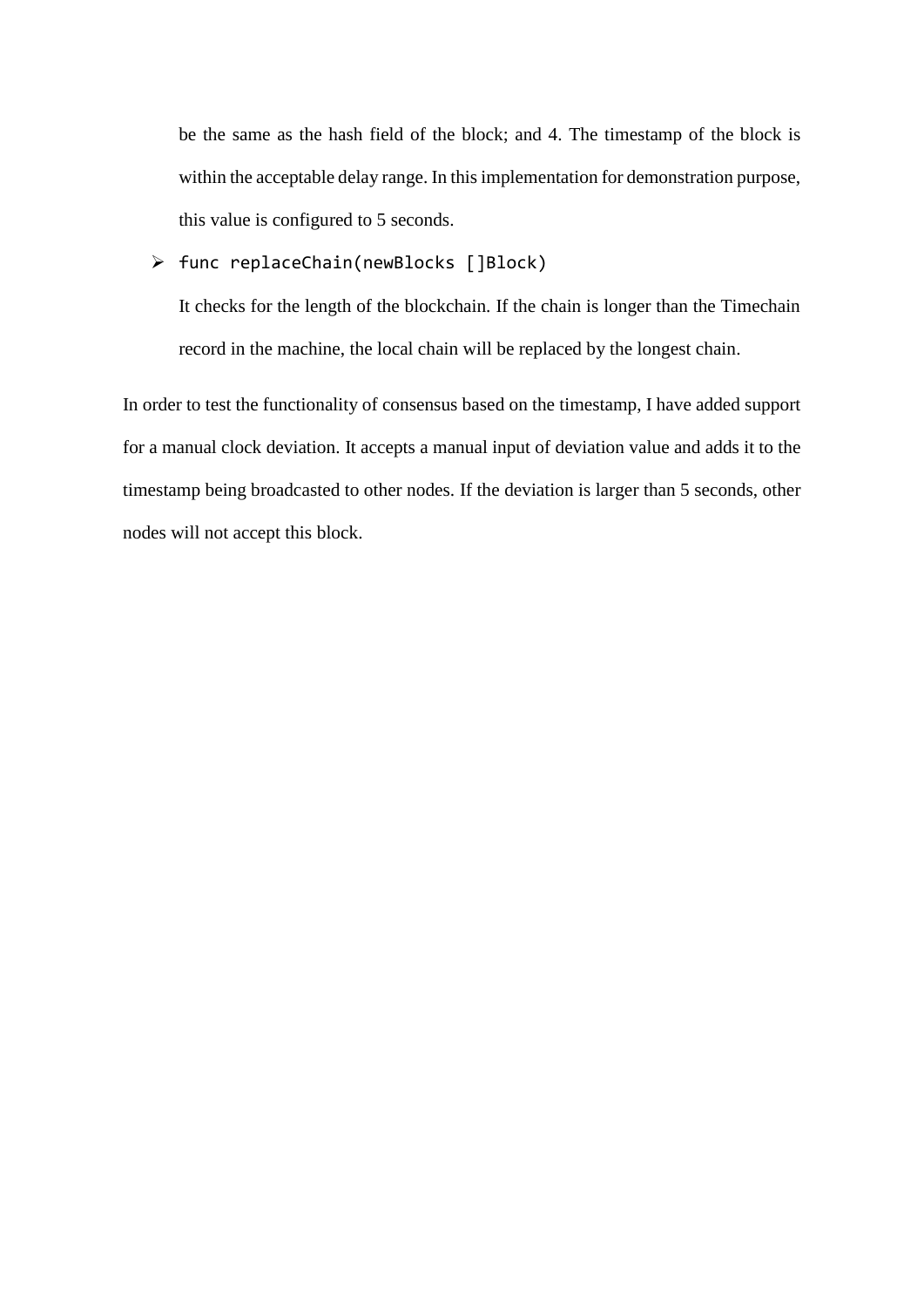be the same as the hash field of the block; and 4. The timestamp of the block is within the acceptable delay range. In this implementation for demonstration purpose, this value is configured to 5 seconds.

- `func replaceChain(newBlocks []Block)`

  It checks for the length of the blockchain. If the chain is longer than the Timechain record in the machine, the local chain will be replaced by the longest chain.

In order to test the functionality of consensus based on the timestamp, I have added support for a manual clock deviation. It accepts a manual input of deviation value and adds it to the timestamp being broadcasted to other nodes. If the deviation is larger than 5 seconds, other nodes will not accept this block.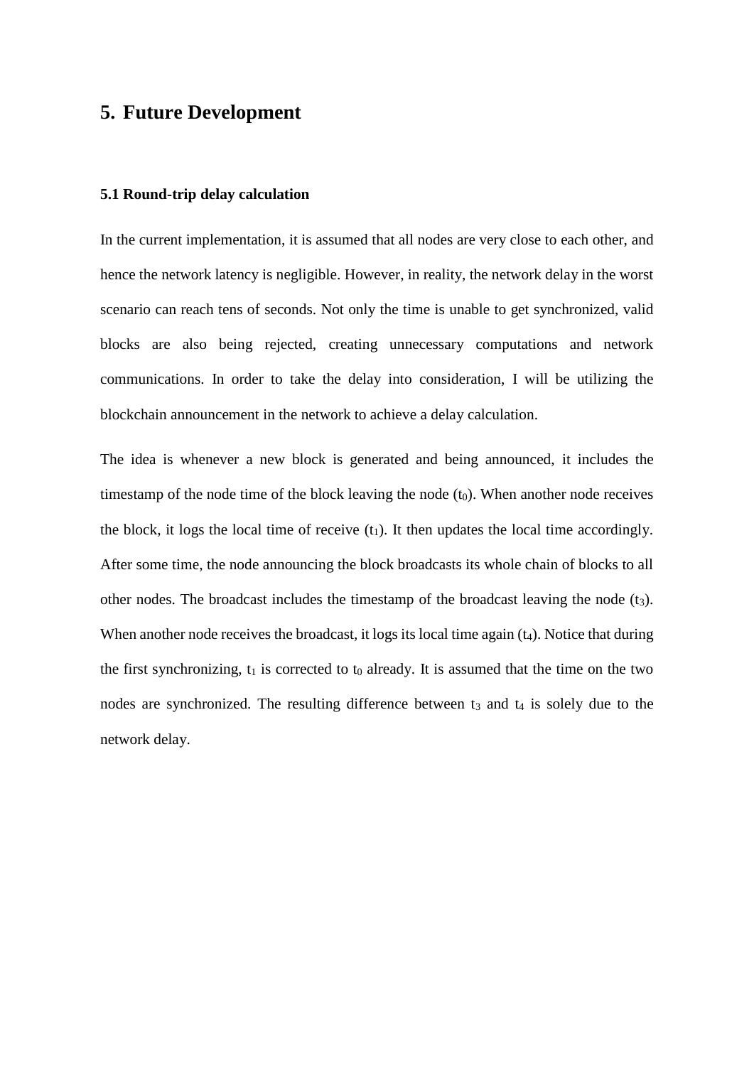# 5. Future Development

### 5.1 Round-trip delay calculation

In the current implementation, it is assumed that all nodes are very close to each other, and hence the network latency is negligible. However, in reality, the network delay in the worst scenario can reach tens of seconds. Not only the time is unable to get synchronized, valid blocks are also being rejected, creating unnecessary computations and network communications. In order to take the delay into consideration, I will be utilizing the blockchain announcement in the network to achieve a delay calculation.

The idea is whenever a new block is generated and being announced, it includes the timestamp of the node time of the block leaving the node ($t_0$). When another node receives the block, it logs the local time of receive ($t_1$). It then updates the local time accordingly. After some time, the node announcing the block broadcasts its whole chain of blocks to all other nodes. The broadcast includes the timestamp of the broadcast leaving the node ($t_3$). When another node receives the broadcast, it logs its local time again ($t_4$). Notice that during the first synchronizing, $t_1$ is corrected to $t_0$ already. It is assumed that the time on the two nodes are synchronized. The resulting difference between $t_3$ and $t_4$ is solely due to the network delay.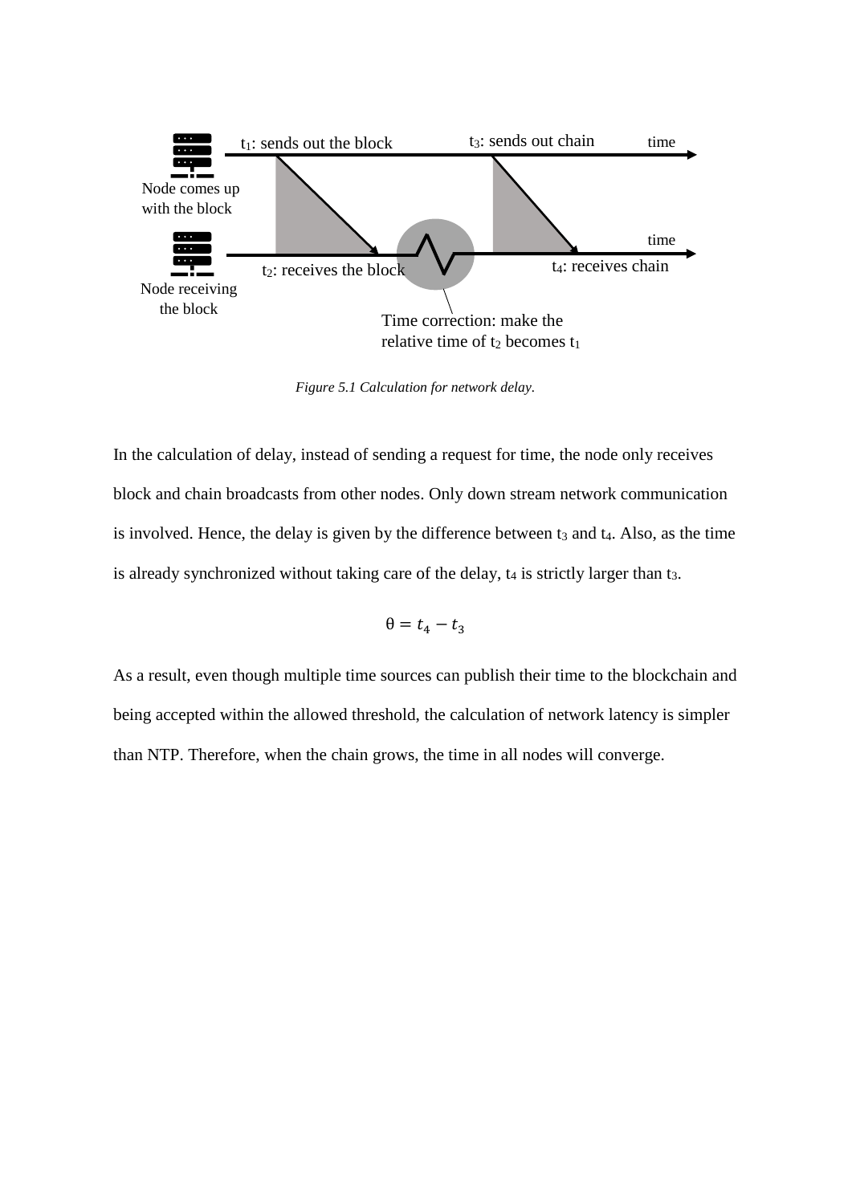*Figure 5.1 Calculation for network delay.*

In the calculation of delay, instead of sending a request for time, the node only receives block and chain broadcasts from other nodes. Only down stream network communication is involved. Hence, the delay is given by the difference between $t_3$ and $t_4$. Also, as the time is already synchronized without taking care of the delay, $t_4$ is strictly larger than $t_3$.

$$\theta = t_4 - t_3$$

As a result, even though multiple time sources can publish their time to the blockchain and being accepted within the allowed threshold, the calculation of network latency is simpler than NTP. Therefore, when the chain grows, the time in all nodes will converge.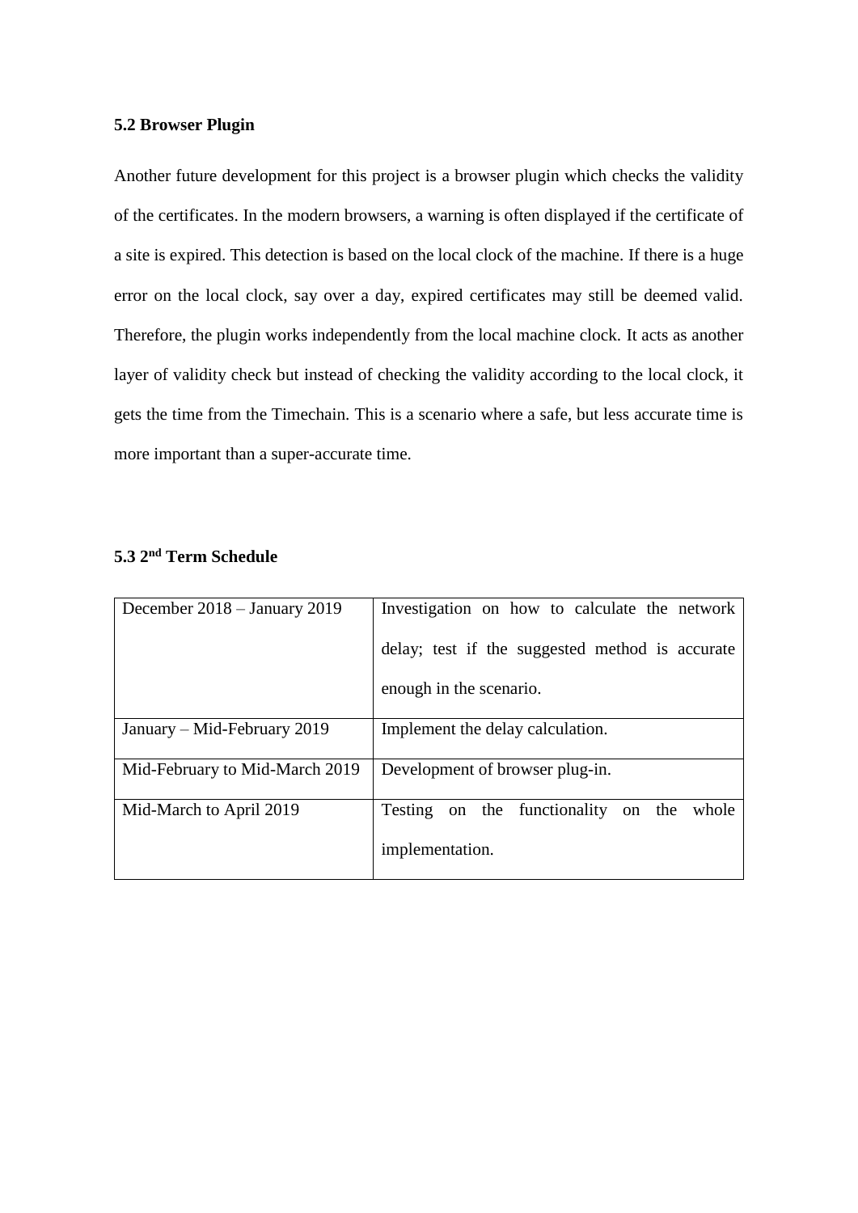### 5.2 Browser Plugin

Another future development for this project is a browser plugin which checks the validity of the certificates. In the modern browsers, a warning is often displayed if the certificate of a site is expired. This detection is based on the local clock of the machine. If there is a huge error on the local clock, say over a day, expired certificates may still be deemed valid. Therefore, the plugin works independently from the local machine clock. It acts as another layer of validity check but instead of checking the validity according to the local clock, it gets the time from the Timechain. This is a scenario where a safe, but less accurate time is more important than a super-accurate time.

### 5.3 2nd Term Schedule

| | |
|---|---|
| December 2018 – January 2019 | Investigation on how to calculate the network delay; test if the suggested method is accurate enough in the scenario. |
| January – Mid-February 2019 | Implement the delay calculation. |
| Mid-February to Mid-March 2019 | Development of browser plug-in. |
| Mid-March to April 2019 | Testing on the functionality on the whole implementation. |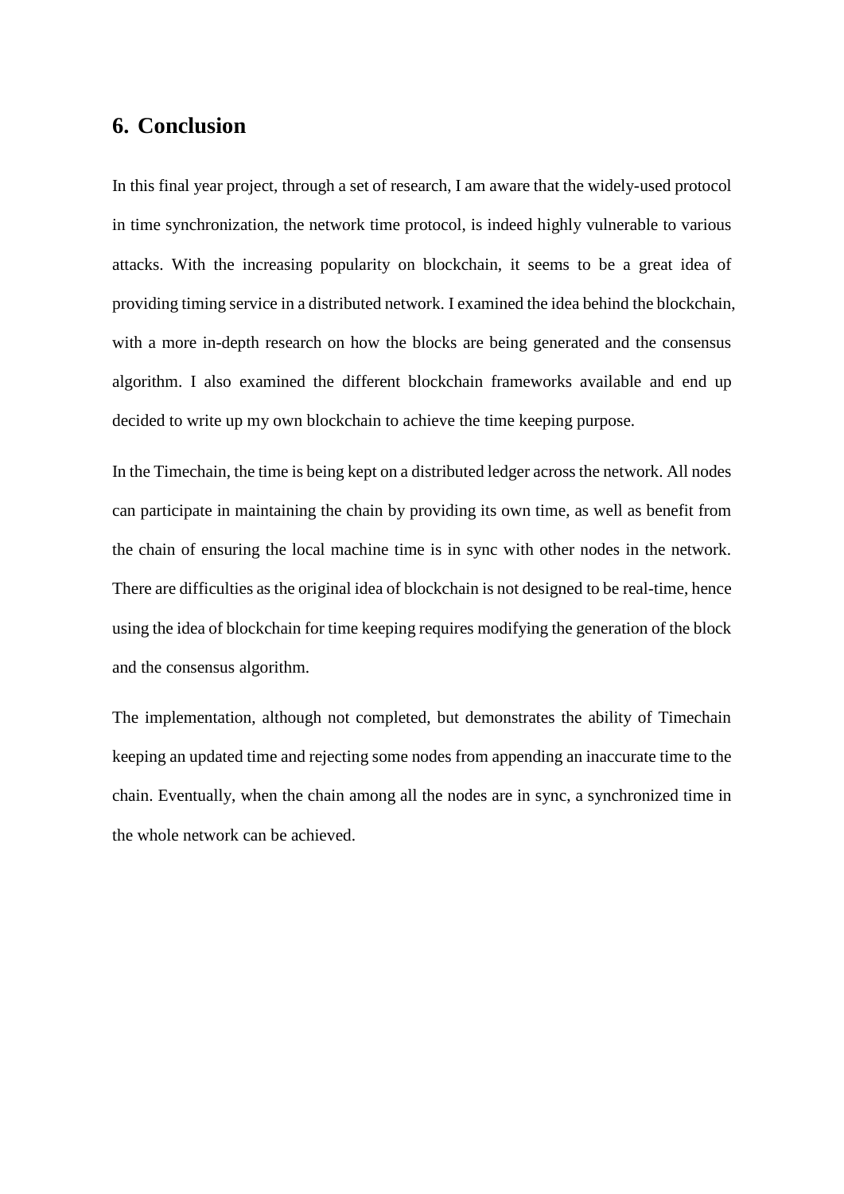## 6. Conclusion

In this final year project, through a set of research, I am aware that the widely-used protocol in time synchronization, the network time protocol, is indeed highly vulnerable to various attacks. With the increasing popularity on blockchain, it seems to be a great idea of providing timing service in a distributed network. I examined the idea behind the blockchain, with a more in-depth research on how the blocks are being generated and the consensus algorithm. I also examined the different blockchain frameworks available and end up decided to write up my own blockchain to achieve the time keeping purpose.

In the Timechain, the time is being kept on a distributed ledger across the network. All nodes can participate in maintaining the chain by providing its own time, as well as benefit from the chain of ensuring the local machine time is in sync with other nodes in the network. There are difficulties as the original idea of blockchain is not designed to be real-time, hence using the idea of blockchain for time keeping requires modifying the generation of the block and the consensus algorithm.

The implementation, although not completed, but demonstrates the ability of Timechain keeping an updated time and rejecting some nodes from appending an inaccurate time to the chain. Eventually, when the chain among all the nodes are in sync, a synchronized time in the whole network can be achieved.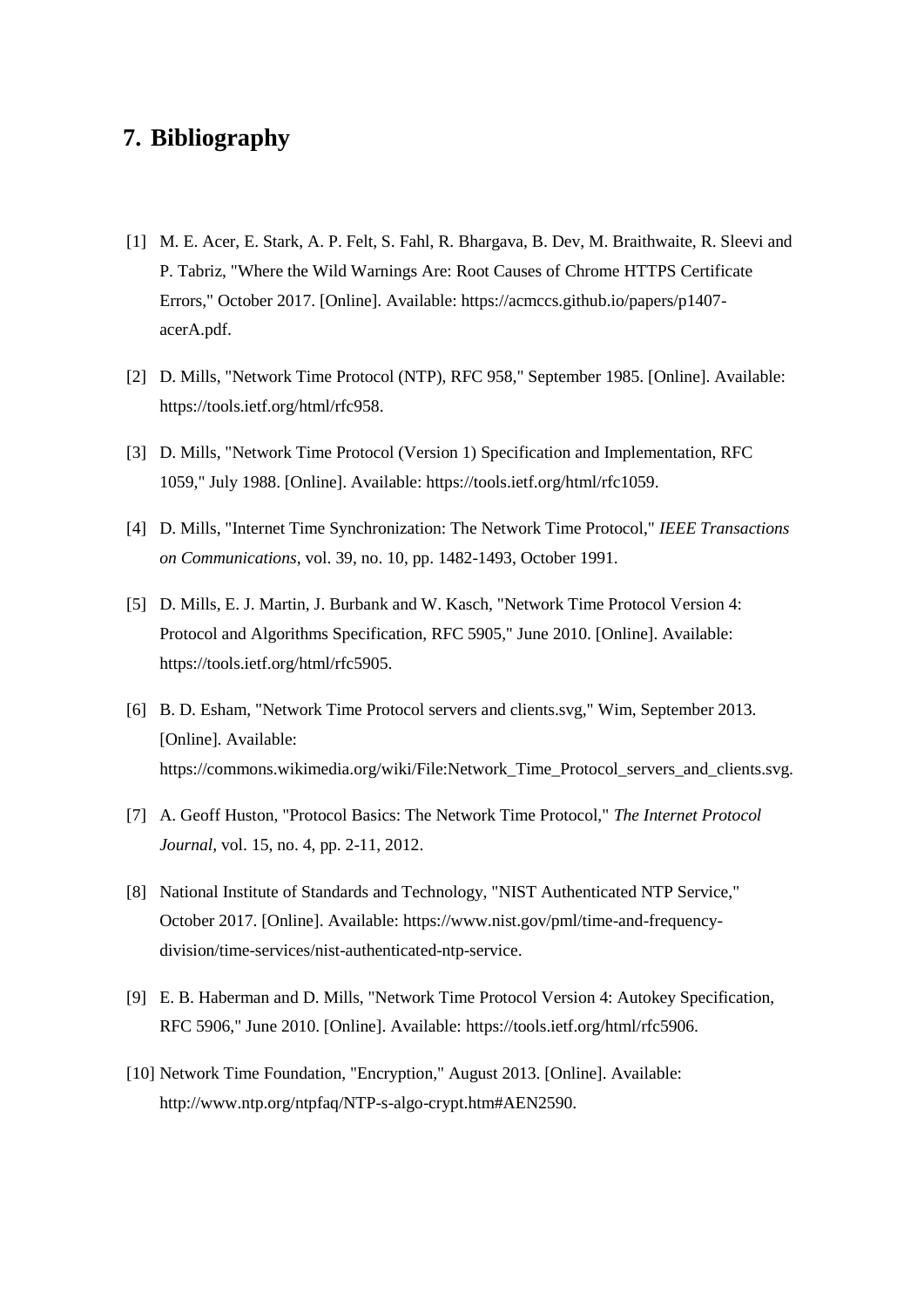## 7. Bibliography

[1] M. E. Acer, E. Stark, A. P. Felt, S. Fahl, R. Bhargava, B. Dev, M. Braithwaite, R. Sleevi and P. Tabriz, "Where the Wild Warnings Are: Root Causes of Chrome HTTPS Certificate Errors," October 2017. [Online]. Available: https://acmccs.github.io/papers/p1407-acerA.pdf.

[2] D. Mills, "Network Time Protocol (NTP), RFC 958," September 1985. [Online]. Available: https://tools.ietf.org/html/rfc958.

[3] D. Mills, "Network Time Protocol (Version 1) Specification and Implementation, RFC 1059," July 1988. [Online]. Available: https://tools.ietf.org/html/rfc1059.

[4] D. Mills, "Internet Time Synchronization: The Network Time Protocol," *IEEE Transactions on Communications*, vol. 39, no. 10, pp. 1482-1493, October 1991.

[5] D. Mills, E. J. Martin, J. Burbank and W. Kasch, "Network Time Protocol Version 4: Protocol and Algorithms Specification, RFC 5905," June 2010. [Online]. Available: https://tools.ietf.org/html/rfc5905.

[6] B. D. Esham, "Network Time Protocol servers and clients.svg," Wim, September 2013. [Online]. Available: https://commons.wikimedia.org/wiki/File:Network_Time_Protocol_servers_and_clients.svg.

[7] A. Geoff Huston, "Protocol Basics: The Network Time Protocol," *The Internet Protocol Journal*, vol. 15, no. 4, pp. 2-11, 2012.

[8] National Institute of Standards and Technology, "NIST Authenticated NTP Service," October 2017. [Online]. Available: https://www.nist.gov/pml/time-and-frequency-division/time-services/nist-authenticated-ntp-service.

[9] E. B. Haberman and D. Mills, "Network Time Protocol Version 4: Autokey Specification, RFC 5906," June 2010. [Online]. Available: https://tools.ietf.org/html/rfc5906.

[10] Network Time Foundation, "Encryption," August 2013. [Online]. Available: http://www.ntp.org/ntpfaq/NTP-s-algo-crypt.htm#AEN2590.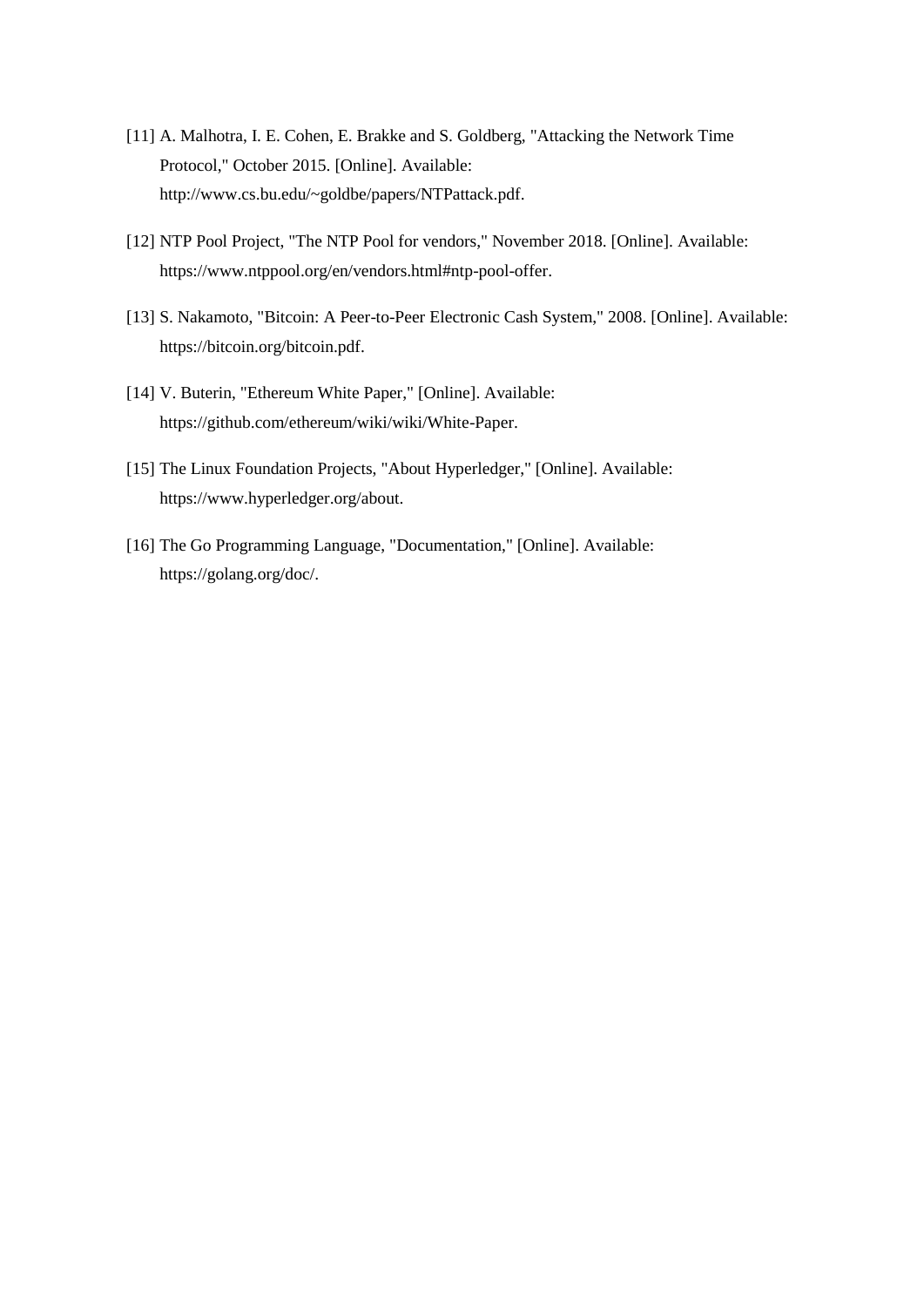[11] A. Malhotra, I. E. Cohen, E. Brakke and S. Goldberg, "Attacking the Network Time Protocol," October 2015. [Online]. Available: http://www.cs.bu.edu/~goldbe/papers/NTPattack.pdf.

[12] NTP Pool Project, "The NTP Pool for vendors," November 2018. [Online]. Available: https://www.ntppool.org/en/vendors.html#ntp-pool-offer.

[13] S. Nakamoto, "Bitcoin: A Peer-to-Peer Electronic Cash System," 2008. [Online]. Available: https://bitcoin.org/bitcoin.pdf.

[14] V. Buterin, "Ethereum White Paper," [Online]. Available: https://github.com/ethereum/wiki/wiki/White-Paper.

[15] The Linux Foundation Projects, "About Hyperledger," [Online]. Available: https://www.hyperledger.org/about.

[16] The Go Programming Language, "Documentation," [Online]. Available: https://golang.org/doc/.